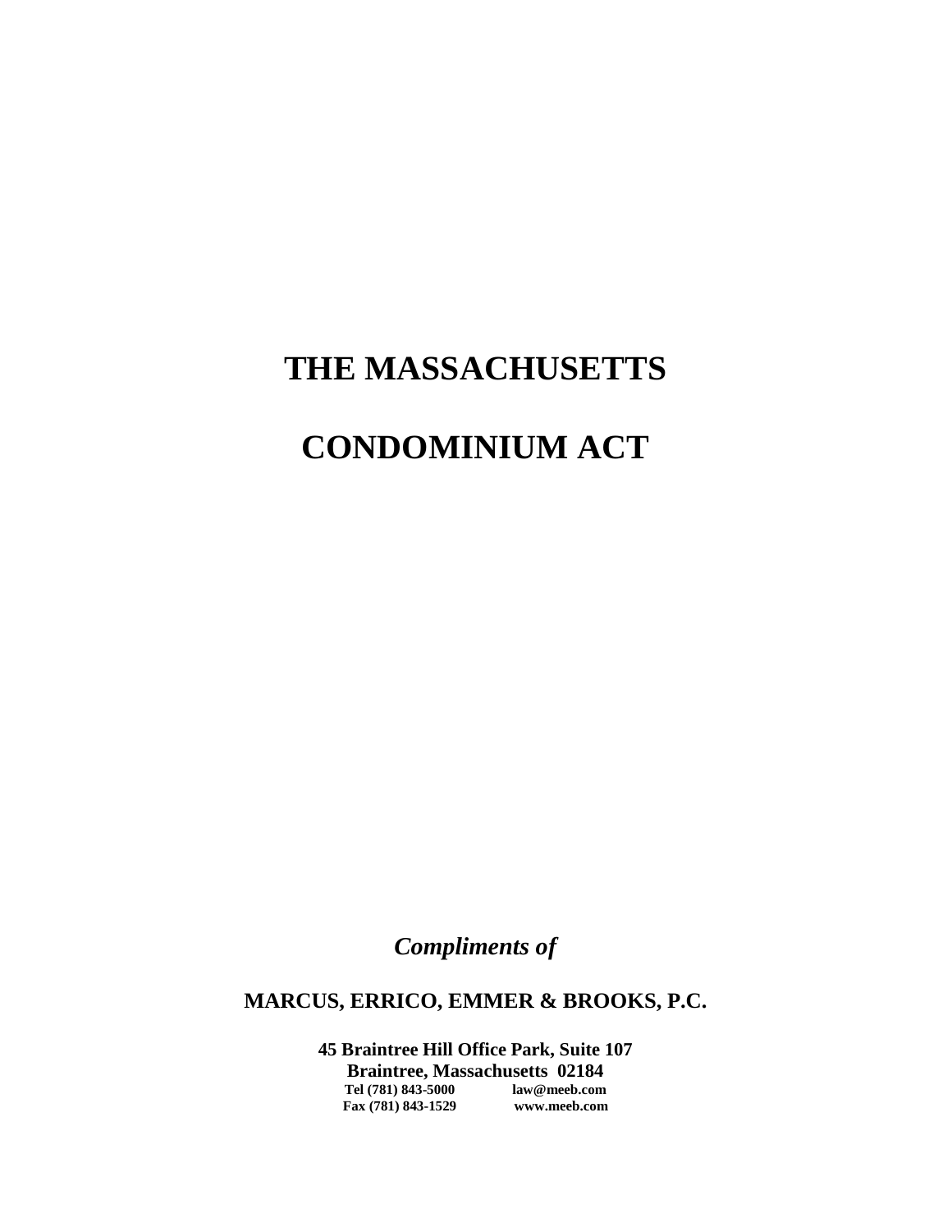# THE MASSACHUSETTS

# CONDOMINIUM ACT

***Compliments of***

**MARCUS, ERRICO, EMMER & BROOKS, P.C.**

**45 Braintree Hill Office Park, Suite 107**
**Braintree, Massachusetts 02184**
**Tel (781) 843-5000 law@meeb.com**
**Fax (781) 843-1529 www.meeb.com**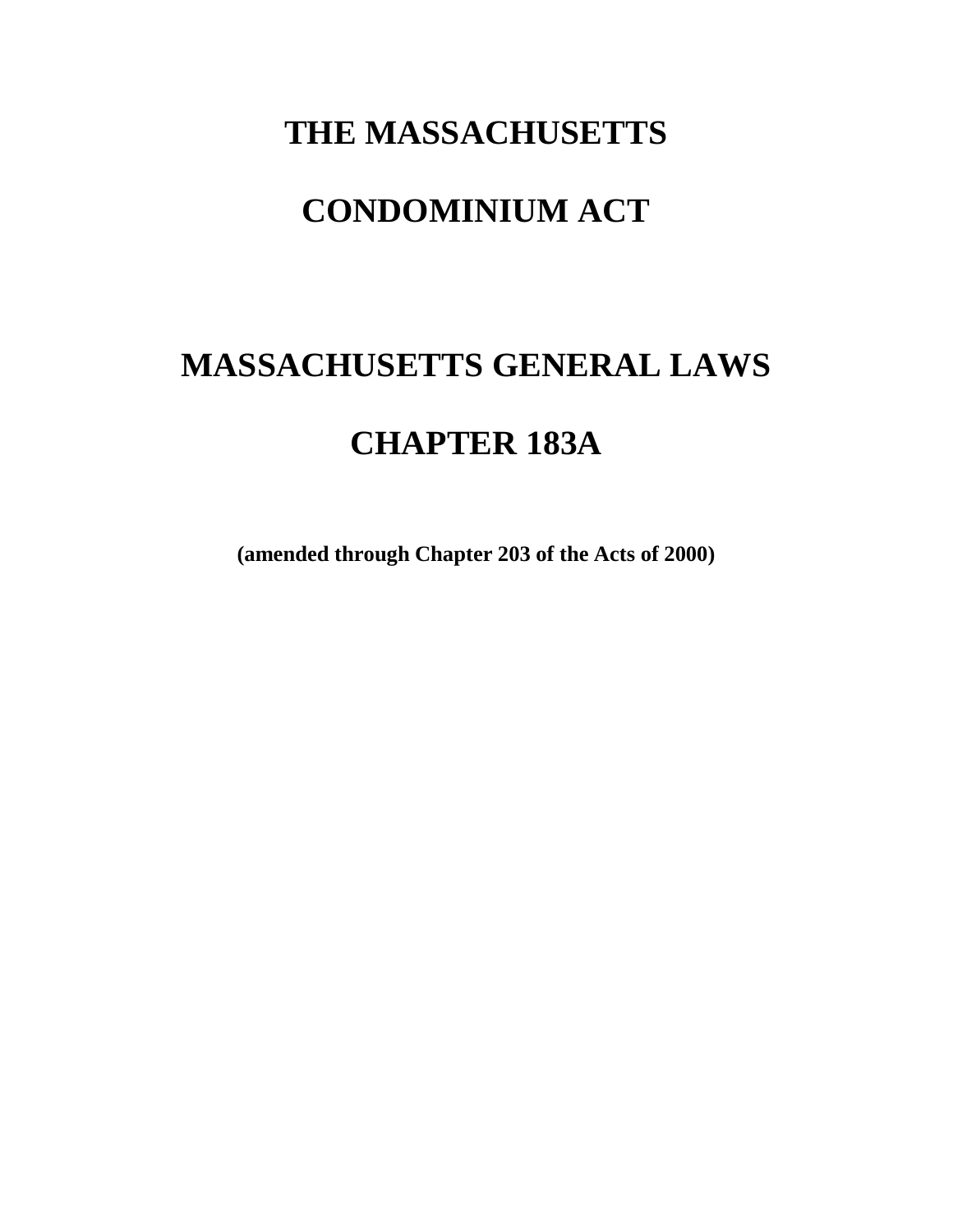# THE MASSACHUSETTS

# CONDOMINIUM ACT

# MASSACHUSETTS GENERAL LAWS

# CHAPTER 183A

**(amended through Chapter 203 of the Acts of 2000)**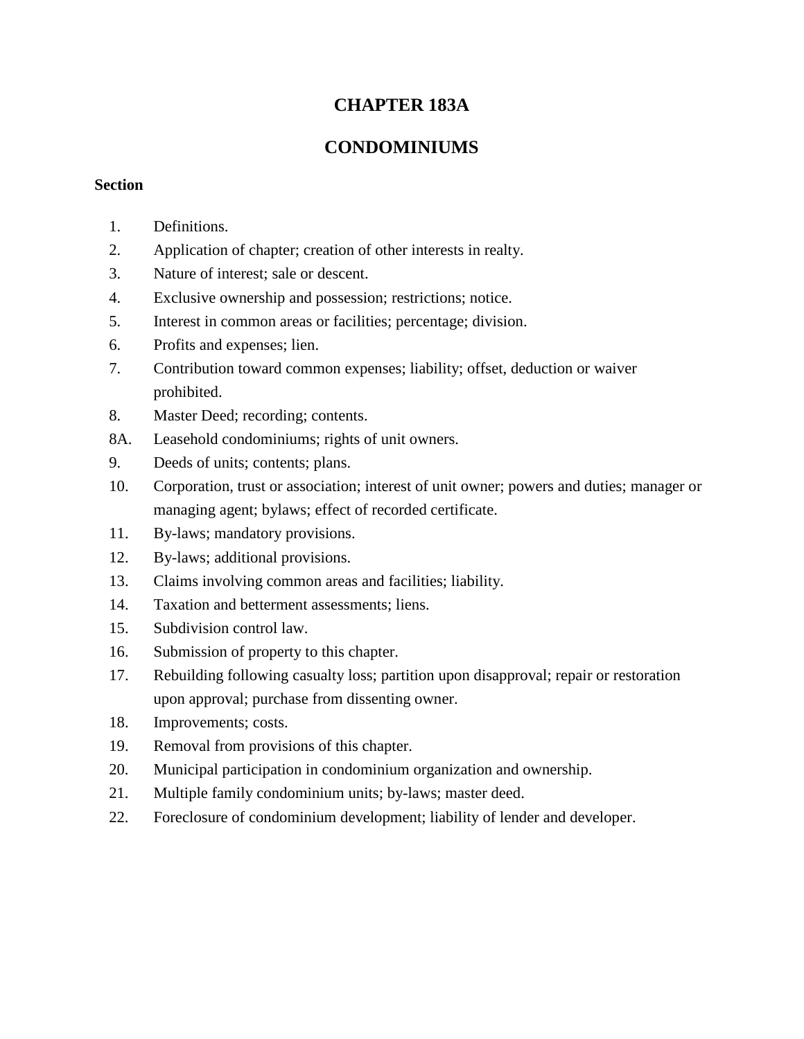# CHAPTER 183A

# CONDOMINIUMS

**Section**

1. Definitions.
2. Application of chapter; creation of other interests in realty.
3. Nature of interest; sale or descent.
4. Exclusive ownership and possession; restrictions; notice.
5. Interest in common areas or facilities; percentage; division.
6. Profits and expenses; lien.
7. Contribution toward common expenses; liability; offset, deduction or waiver prohibited.
8. Master Deed; recording; contents.

8A. Leasehold condominiums; rights of unit owners.

9. Deeds of units; contents; plans.
10. Corporation, trust or association; interest of unit owner; powers and duties; manager or managing agent; bylaws; effect of recorded certificate.
11. By-laws; mandatory provisions.
12. By-laws; additional provisions.
13. Claims involving common areas and facilities; liability.
14. Taxation and betterment assessments; liens.
15. Subdivision control law.
16. Submission of property to this chapter.
17. Rebuilding following casualty loss; partition upon disapproval; repair or restoration upon approval; purchase from dissenting owner.
18. Improvements; costs.
19. Removal from provisions of this chapter.
20. Municipal participation in condominium organization and ownership.
21. Multiple family condominium units; by-laws; master deed.
22. Foreclosure of condominium development; liability of lender and developer.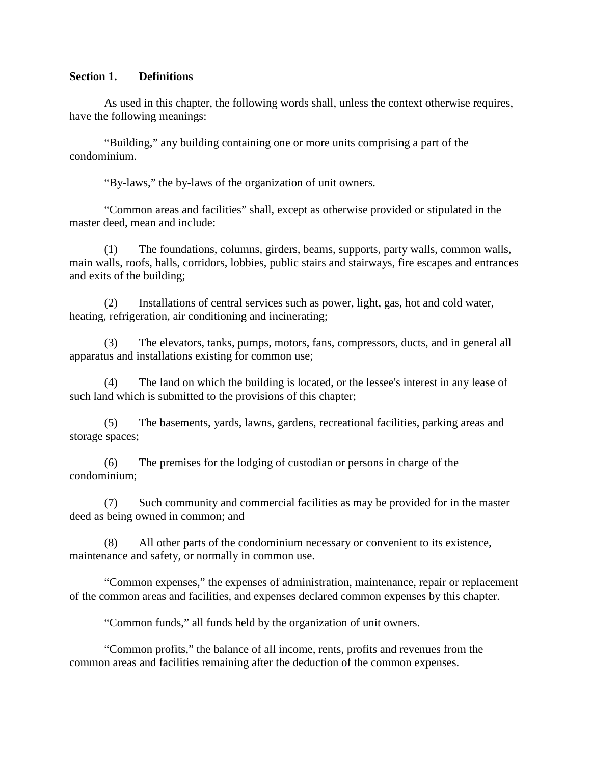**Section 1. Definitions**

As used in this chapter, the following words shall, unless the context otherwise requires, have the following meanings:

“Building,” any building containing one or more units comprising a part of the condominium.

“By-laws,” the by-laws of the organization of unit owners.

“Common areas and facilities” shall, except as otherwise provided or stipulated in the master deed, mean and include:

(1) The foundations, columns, girders, beams, supports, party walls, common walls, main walls, roofs, halls, corridors, lobbies, public stairs and stairways, fire escapes and entrances and exits of the building;

(2) Installations of central services such as power, light, gas, hot and cold water, heating, refrigeration, air conditioning and incinerating;

(3) The elevators, tanks, pumps, motors, fans, compressors, ducts, and in general all apparatus and installations existing for common use;

(4) The land on which the building is located, or the lessee's interest in any lease of such land which is submitted to the provisions of this chapter;

(5) The basements, yards, lawns, gardens, recreational facilities, parking areas and storage spaces;

(6) The premises for the lodging of custodian or persons in charge of the condominium;

(7) Such community and commercial facilities as may be provided for in the master deed as being owned in common; and

(8) All other parts of the condominium necessary or convenient to its existence, maintenance and safety, or normally in common use.

“Common expenses,” the expenses of administration, maintenance, repair or replacement of the common areas and facilities, and expenses declared common expenses by this chapter.

“Common funds,” all funds held by the organization of unit owners.

“Common profits,” the balance of all income, rents, profits and revenues from the common areas and facilities remaining after the deduction of the common expenses.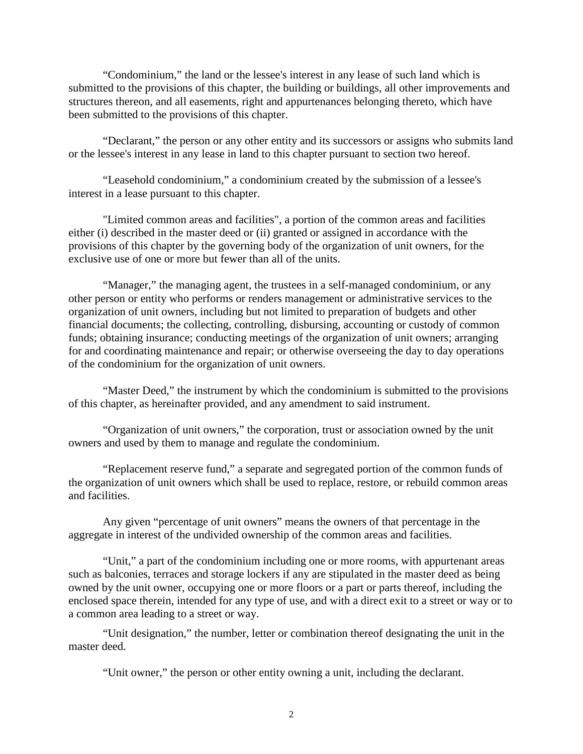"Condominium," the land or the lessee's interest in any lease of such land which is submitted to the provisions of this chapter, the building or buildings, all other improvements and structures thereon, and all easements, right and appurtenances belonging thereto, which have been submitted to the provisions of this chapter.

"Declarant," the person or any other entity and its successors or assigns who submits land or the lessee's interest in any lease in land to this chapter pursuant to section two hereof.

"Leasehold condominium," a condominium created by the submission of a lessee's interest in a lease pursuant to this chapter.

"Limited common areas and facilities", a portion of the common areas and facilities either (i) described in the master deed or (ii) granted or assigned in accordance with the provisions of this chapter by the governing body of the organization of unit owners, for the exclusive use of one or more but fewer than all of the units.

"Manager," the managing agent, the trustees in a self-managed condominium, or any other person or entity who performs or renders management or administrative services to the organization of unit owners, including but not limited to preparation of budgets and other financial documents; the collecting, controlling, disbursing, accounting or custody of common funds; obtaining insurance; conducting meetings of the organization of unit owners; arranging for and coordinating maintenance and repair; or otherwise overseeing the day to day operations of the condominium for the organization of unit owners.

"Master Deed," the instrument by which the condominium is submitted to the provisions of this chapter, as hereinafter provided, and any amendment to said instrument.

"Organization of unit owners," the corporation, trust or association owned by the unit owners and used by them to manage and regulate the condominium.

"Replacement reserve fund," a separate and segregated portion of the common funds of the organization of unit owners which shall be used to replace, restore, or rebuild common areas and facilities.

Any given "percentage of unit owners" means the owners of that percentage in the aggregate in interest of the undivided ownership of the common areas and facilities.

"Unit," a part of the condominium including one or more rooms, with appurtenant areas such as balconies, terraces and storage lockers if any are stipulated in the master deed as being owned by the unit owner, occupying one or more floors or a part or parts thereof, including the enclosed space therein, intended for any type of use, and with a direct exit to a street or way or to a common area leading to a street or way.

"Unit designation," the number, letter or combination thereof designating the unit in the master deed.

"Unit owner," the person or other entity owning a unit, including the declarant.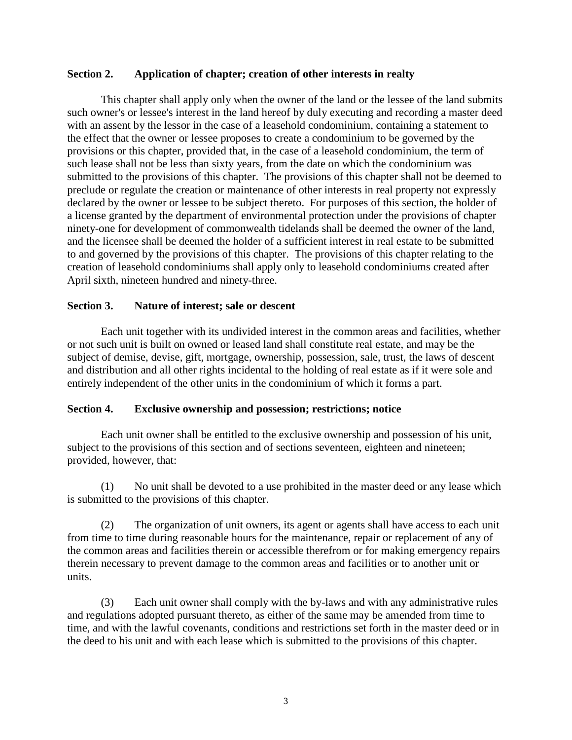**Section 2. Application of chapter; creation of other interests in realty**

This chapter shall apply only when the owner of the land or the lessee of the land submits such owner's or lessee's interest in the land hereof by duly executing and recording a master deed with an assent by the lessor in the case of a leasehold condominium, containing a statement to the effect that the owner or lessee proposes to create a condominium to be governed by the provisions or this chapter, provided that, in the case of a leasehold condominium, the term of such lease shall not be less than sixty years, from the date on which the condominium was submitted to the provisions of this chapter. The provisions of this chapter shall not be deemed to preclude or regulate the creation or maintenance of other interests in real property not expressly declared by the owner or lessee to be subject thereto. For purposes of this section, the holder of a license granted by the department of environmental protection under the provisions of chapter ninety-one for development of commonwealth tidelands shall be deemed the owner of the land, and the licensee shall be deemed the holder of a sufficient interest in real estate to be submitted to and governed by the provisions of this chapter. The provisions of this chapter relating to the creation of leasehold condominiums shall apply only to leasehold condominiums created after April sixth, nineteen hundred and ninety-three.

**Section 3. Nature of interest; sale or descent**

Each unit together with its undivided interest in the common areas and facilities, whether or not such unit is built on owned or leased land shall constitute real estate, and may be the subject of demise, devise, gift, mortgage, ownership, possession, sale, trust, the laws of descent and distribution and all other rights incidental to the holding of real estate as if it were sole and entirely independent of the other units in the condominium of which it forms a part.

**Section 4. Exclusive ownership and possession; restrictions; notice**

Each unit owner shall be entitled to the exclusive ownership and possession of his unit, subject to the provisions of this section and of sections seventeen, eighteen and nineteen; provided, however, that:

(1) No unit shall be devoted to a use prohibited in the master deed or any lease which is submitted to the provisions of this chapter.

(2) The organization of unit owners, its agent or agents shall have access to each unit from time to time during reasonable hours for the maintenance, repair or replacement of any of the common areas and facilities therein or accessible therefrom or for making emergency repairs therein necessary to prevent damage to the common areas and facilities or to another unit or units.

(3) Each unit owner shall comply with the by-laws and with any administrative rules and regulations adopted pursuant thereto, as either of the same may be amended from time to time, and with the lawful covenants, conditions and restrictions set forth in the master deed or in the deed to his unit and with each lease which is submitted to the provisions of this chapter.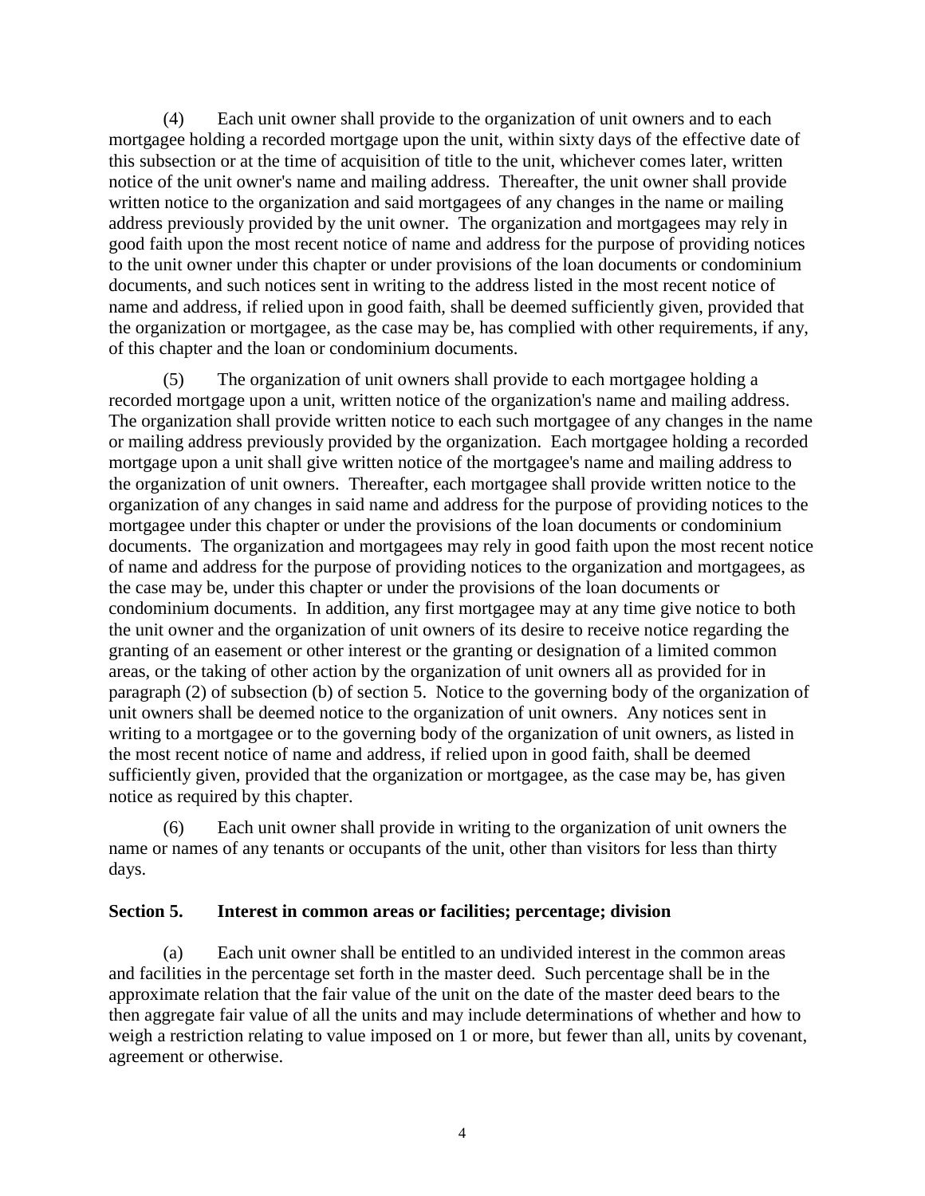(4) Each unit owner shall provide to the organization of unit owners and to each mortgagee holding a recorded mortgage upon the unit, within sixty days of the effective date of this subsection or at the time of acquisition of title to the unit, whichever comes later, written notice of the unit owner's name and mailing address. Thereafter, the unit owner shall provide written notice to the organization and said mortgagees of any changes in the name or mailing address previously provided by the unit owner. The organization and mortgagees may rely in good faith upon the most recent notice of name and address for the purpose of providing notices to the unit owner under this chapter or under provisions of the loan documents or condominium documents, and such notices sent in writing to the address listed in the most recent notice of name and address, if relied upon in good faith, shall be deemed sufficiently given, provided that the organization or mortgagee, as the case may be, has complied with other requirements, if any, of this chapter and the loan or condominium documents.

(5) The organization of unit owners shall provide to each mortgagee holding a recorded mortgage upon a unit, written notice of the organization's name and mailing address. The organization shall provide written notice to each such mortgagee of any changes in the name or mailing address previously provided by the organization. Each mortgagee holding a recorded mortgage upon a unit shall give written notice of the mortgagee's name and mailing address to the organization of unit owners. Thereafter, each mortgagee shall provide written notice to the organization of any changes in said name and address for the purpose of providing notices to the mortgagee under this chapter or under the provisions of the loan documents or condominium documents. The organization and mortgagees may rely in good faith upon the most recent notice of name and address for the purpose of providing notices to the organization and mortgagees, as the case may be, under this chapter or under the provisions of the loan documents or condominium documents. In addition, any first mortgagee may at any time give notice to both the unit owner and the organization of unit owners of its desire to receive notice regarding the granting of an easement or other interest or the granting or designation of a limited common areas, or the taking of other action by the organization of unit owners all as provided for in paragraph (2) of subsection (b) of section 5. Notice to the governing body of the organization of unit owners shall be deemed notice to the organization of unit owners. Any notices sent in writing to a mortgagee or to the governing body of the organization of unit owners, as listed in the most recent notice of name and address, if relied upon in good faith, shall be deemed sufficiently given, provided that the organization or mortgagee, as the case may be, has given notice as required by this chapter.

(6) Each unit owner shall provide in writing to the organization of unit owners the name or names of any tenants or occupants of the unit, other than visitors for less than thirty days.

**Section 5. Interest in common areas or facilities; percentage; division**

(a) Each unit owner shall be entitled to an undivided interest in the common areas and facilities in the percentage set forth in the master deed. Such percentage shall be in the approximate relation that the fair value of the unit on the date of the master deed bears to the then aggregate fair value of all the units and may include determinations of whether and how to weigh a restriction relating to value imposed on 1 or more, but fewer than all, units by covenant, agreement or otherwise.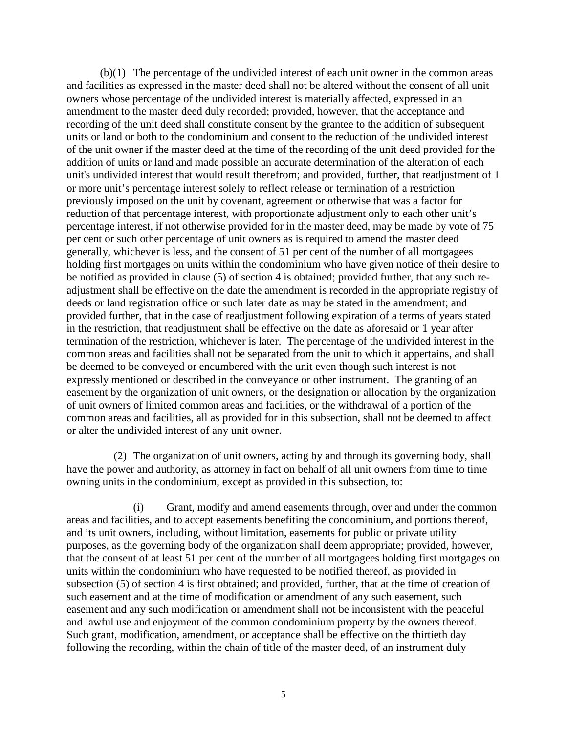(b)(1) The percentage of the undivided interest of each unit owner in the common areas and facilities as expressed in the master deed shall not be altered without the consent of all unit owners whose percentage of the undivided interest is materially affected, expressed in an amendment to the master deed duly recorded; provided, however, that the acceptance and recording of the unit deed shall constitute consent by the grantee to the addition of subsequent units or land or both to the condominium and consent to the reduction of the undivided interest of the unit owner if the master deed at the time of the recording of the unit deed provided for the addition of units or land and made possible an accurate determination of the alteration of each unit's undivided interest that would result therefrom; and provided, further, that readjustment of 1 or more unit's percentage interest solely to reflect release or termination of a restriction previously imposed on the unit by covenant, agreement or otherwise that was a factor for reduction of that percentage interest, with proportionate adjustment only to each other unit's percentage interest, if not otherwise provided for in the master deed, may be made by vote of 75 per cent or such other percentage of unit owners as is required to amend the master deed generally, whichever is less, and the consent of 51 per cent of the number of all mortgagees holding first mortgages on units within the condominium who have given notice of their desire to be notified as provided in clause (5) of section 4 is obtained; provided further, that any such re-adjustment shall be effective on the date the amendment is recorded in the appropriate registry of deeds or land registration office or such later date as may be stated in the amendment; and provided further, that in the case of readjustment following expiration of a terms of years stated in the restriction, that readjustment shall be effective on the date as aforesaid or 1 year after termination of the restriction, whichever is later. The percentage of the undivided interest in the common areas and facilities shall not be separated from the unit to which it appertains, and shall be deemed to be conveyed or encumbered with the unit even though such interest is not expressly mentioned or described in the conveyance or other instrument. The granting of an easement by the organization of unit owners, or the designation or allocation by the organization of unit owners of limited common areas and facilities, or the withdrawal of a portion of the common areas and facilities, all as provided for in this subsection, shall not be deemed to affect or alter the undivided interest of any unit owner.

(2) The organization of unit owners, acting by and through its governing body, shall have the power and authority, as attorney in fact on behalf of all unit owners from time to time owning units in the condominium, except as provided in this subsection, to:

(i) Grant, modify and amend easements through, over and under the common areas and facilities, and to accept easements benefiting the condominium, and portions thereof, and its unit owners, including, without limitation, easements for public or private utility purposes, as the governing body of the organization shall deem appropriate; provided, however, that the consent of at least 51 per cent of the number of all mortgagees holding first mortgages on units within the condominium who have requested to be notified thereof, as provided in subsection (5) of section 4 is first obtained; and provided, further, that at the time of creation of such easement and at the time of modification or amendment of any such easement, such easement and any such modification or amendment shall not be inconsistent with the peaceful and lawful use and enjoyment of the common condominium property by the owners thereof. Such grant, modification, amendment, or acceptance shall be effective on the thirtieth day following the recording, within the chain of title of the master deed, of an instrument duly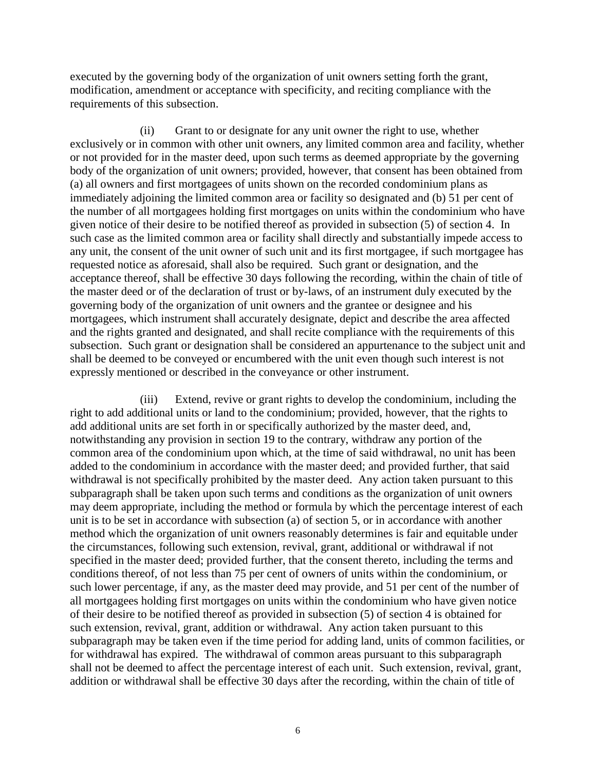executed by the governing body of the organization of unit owners setting forth the grant, modification, amendment or acceptance with specificity, and reciting compliance with the requirements of this subsection.

(ii) Grant to or designate for any unit owner the right to use, whether exclusively or in common with other unit owners, any limited common area and facility, whether or not provided for in the master deed, upon such terms as deemed appropriate by the governing body of the organization of unit owners; provided, however, that consent has been obtained from (a) all owners and first mortgagees of units shown on the recorded condominium plans as immediately adjoining the limited common area or facility so designated and (b) 51 per cent of the number of all mortgagees holding first mortgages on units within the condominium who have given notice of their desire to be notified thereof as provided in subsection (5) of section 4. In such case as the limited common area or facility shall directly and substantially impede access to any unit, the consent of the unit owner of such unit and its first mortgagee, if such mortgagee has requested notice as aforesaid, shall also be required. Such grant or designation, and the acceptance thereof, shall be effective 30 days following the recording, within the chain of title of the master deed or of the declaration of trust or by-laws, of an instrument duly executed by the governing body of the organization of unit owners and the grantee or designee and his mortgagees, which instrument shall accurately designate, depict and describe the area affected and the rights granted and designated, and shall recite compliance with the requirements of this subsection. Such grant or designation shall be considered an appurtenance to the subject unit and shall be deemed to be conveyed or encumbered with the unit even though such interest is not expressly mentioned or described in the conveyance or other instrument.

(iii) Extend, revive or grant rights to develop the condominium, including the right to add additional units or land to the condominium; provided, however, that the rights to add additional units are set forth in or specifically authorized by the master deed, and, notwithstanding any provision in section 19 to the contrary, withdraw any portion of the common area of the condominium upon which, at the time of said withdrawal, no unit has been added to the condominium in accordance with the master deed; and provided further, that said withdrawal is not specifically prohibited by the master deed. Any action taken pursuant to this subparagraph shall be taken upon such terms and conditions as the organization of unit owners may deem appropriate, including the method or formula by which the percentage interest of each unit is to be set in accordance with subsection (a) of section 5, or in accordance with another method which the organization of unit owners reasonably determines is fair and equitable under the circumstances, following such extension, revival, grant, additional or withdrawal if not specified in the master deed; provided further, that the consent thereto, including the terms and conditions thereof, of not less than 75 per cent of owners of units within the condominium, or such lower percentage, if any, as the master deed may provide, and 51 per cent of the number of all mortgagees holding first mortgages on units within the condominium who have given notice of their desire to be notified thereof as provided in subsection (5) of section 4 is obtained for such extension, revival, grant, addition or withdrawal. Any action taken pursuant to this subparagraph may be taken even if the time period for adding land, units of common facilities, or for withdrawal has expired. The withdrawal of common areas pursuant to this subparagraph shall not be deemed to affect the percentage interest of each unit. Such extension, revival, grant, addition or withdrawal shall be effective 30 days after the recording, within the chain of title of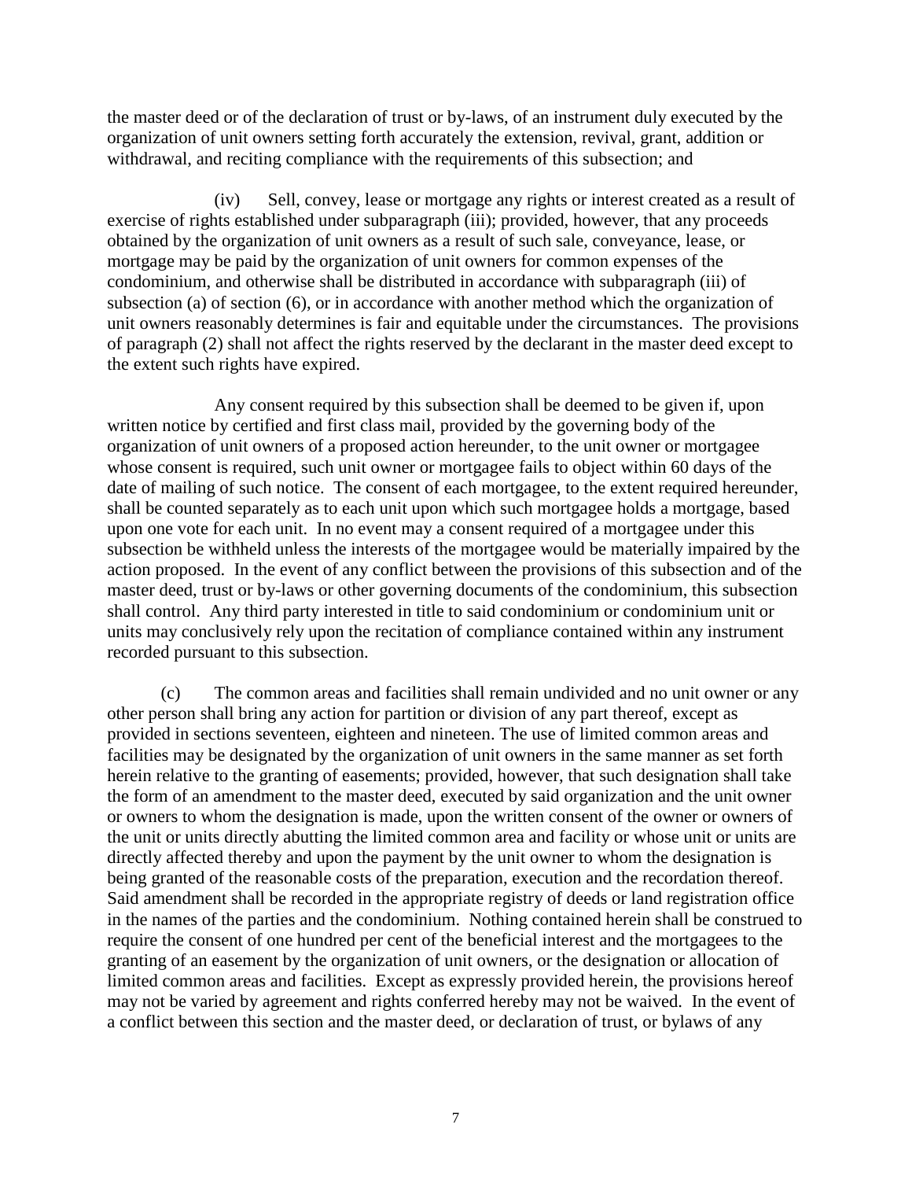the master deed or of the declaration of trust or by-laws, of an instrument duly executed by the organization of unit owners setting forth accurately the extension, revival, grant, addition or withdrawal, and reciting compliance with the requirements of this subsection; and

(iv) Sell, convey, lease or mortgage any rights or interest created as a result of exercise of rights established under subparagraph (iii); provided, however, that any proceeds obtained by the organization of unit owners as a result of such sale, conveyance, lease, or mortgage may be paid by the organization of unit owners for common expenses of the condominium, and otherwise shall be distributed in accordance with subparagraph (iii) of subsection (a) of section (6), or in accordance with another method which the organization of unit owners reasonably determines is fair and equitable under the circumstances. The provisions of paragraph (2) shall not affect the rights reserved by the declarant in the master deed except to the extent such rights have expired.

Any consent required by this subsection shall be deemed to be given if, upon written notice by certified and first class mail, provided by the governing body of the organization of unit owners of a proposed action hereunder, to the unit owner or mortgagee whose consent is required, such unit owner or mortgagee fails to object within 60 days of the date of mailing of such notice. The consent of each mortgagee, to the extent required hereunder, shall be counted separately as to each unit upon which such mortgagee holds a mortgage, based upon one vote for each unit. In no event may a consent required of a mortgagee under this subsection be withheld unless the interests of the mortgagee would be materially impaired by the action proposed. In the event of any conflict between the provisions of this subsection and of the master deed, trust or by-laws or other governing documents of the condominium, this subsection shall control. Any third party interested in title to said condominium or condominium unit or units may conclusively rely upon the recitation of compliance contained within any instrument recorded pursuant to this subsection.

(c) The common areas and facilities shall remain undivided and no unit owner or any other person shall bring any action for partition or division of any part thereof, except as provided in sections seventeen, eighteen and nineteen. The use of limited common areas and facilities may be designated by the organization of unit owners in the same manner as set forth herein relative to the granting of easements; provided, however, that such designation shall take the form of an amendment to the master deed, executed by said organization and the unit owner or owners to whom the designation is made, upon the written consent of the owner or owners of the unit or units directly abutting the limited common area and facility or whose unit or units are directly affected thereby and upon the payment by the unit owner to whom the designation is being granted of the reasonable costs of the preparation, execution and the recordation thereof. Said amendment shall be recorded in the appropriate registry of deeds or land registration office in the names of the parties and the condominium. Nothing contained herein shall be construed to require the consent of one hundred per cent of the beneficial interest and the mortgagees to the granting of an easement by the organization of unit owners, or the designation or allocation of limited common areas and facilities. Except as expressly provided herein, the provisions hereof may not be varied by agreement and rights conferred hereby may not be waived. In the event of a conflict between this section and the master deed, or declaration of trust, or bylaws of any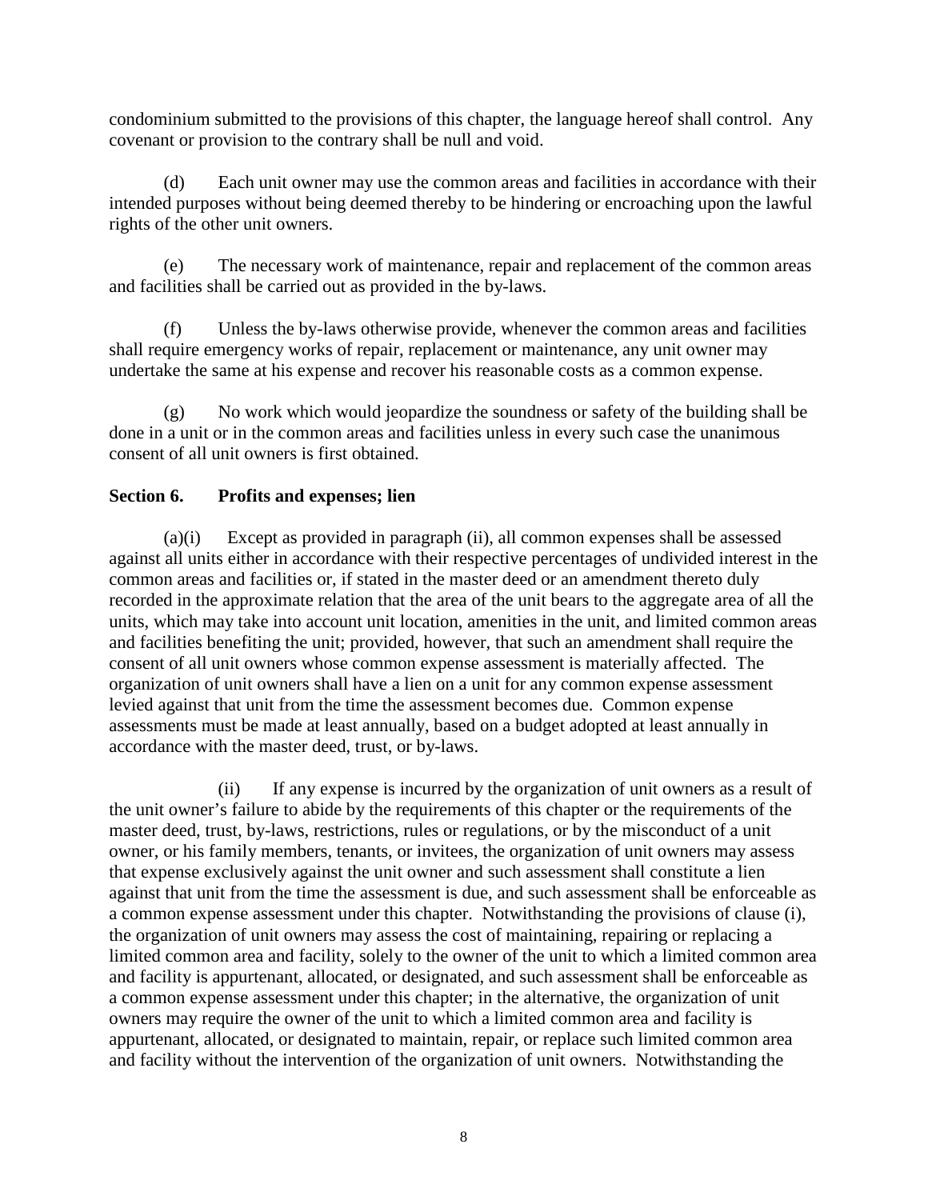condominium submitted to the provisions of this chapter, the language hereof shall control. Any covenant or provision to the contrary shall be null and void.

(d) Each unit owner may use the common areas and facilities in accordance with their intended purposes without being deemed thereby to be hindering or encroaching upon the lawful rights of the other unit owners.

(e) The necessary work of maintenance, repair and replacement of the common areas and facilities shall be carried out as provided in the by-laws.

(f) Unless the by-laws otherwise provide, whenever the common areas and facilities shall require emergency works of repair, replacement or maintenance, any unit owner may undertake the same at his expense and recover his reasonable costs as a common expense.

(g) No work which would jeopardize the soundness or safety of the building shall be done in a unit or in the common areas and facilities unless in every such case the unanimous consent of all unit owners is first obtained.

**Section 6. Profits and expenses; lien**

(a)(i) Except as provided in paragraph (ii), all common expenses shall be assessed against all units either in accordance with their respective percentages of undivided interest in the common areas and facilities or, if stated in the master deed or an amendment thereto duly recorded in the approximate relation that the area of the unit bears to the aggregate area of all the units, which may take into account unit location, amenities in the unit, and limited common areas and facilities benefiting the unit; provided, however, that such an amendment shall require the consent of all unit owners whose common expense assessment is materially affected. The organization of unit owners shall have a lien on a unit for any common expense assessment levied against that unit from the time the assessment becomes due. Common expense assessments must be made at least annually, based on a budget adopted at least annually in accordance with the master deed, trust, or by-laws.

(ii) If any expense is incurred by the organization of unit owners as a result of the unit owner's failure to abide by the requirements of this chapter or the requirements of the master deed, trust, by-laws, restrictions, rules or regulations, or by the misconduct of a unit owner, or his family members, tenants, or invitees, the organization of unit owners may assess that expense exclusively against the unit owner and such assessment shall constitute a lien against that unit from the time the assessment is due, and such assessment shall be enforceable as a common expense assessment under this chapter. Notwithstanding the provisions of clause (i), the organization of unit owners may assess the cost of maintaining, repairing or replacing a limited common area and facility, solely to the owner of the unit to which a limited common area and facility is appurtenant, allocated, or designated, and such assessment shall be enforceable as a common expense assessment under this chapter; in the alternative, the organization of unit owners may require the owner of the unit to which a limited common area and facility is appurtenant, allocated, or designated to maintain, repair, or replace such limited common area and facility without the intervention of the organization of unit owners. Notwithstanding the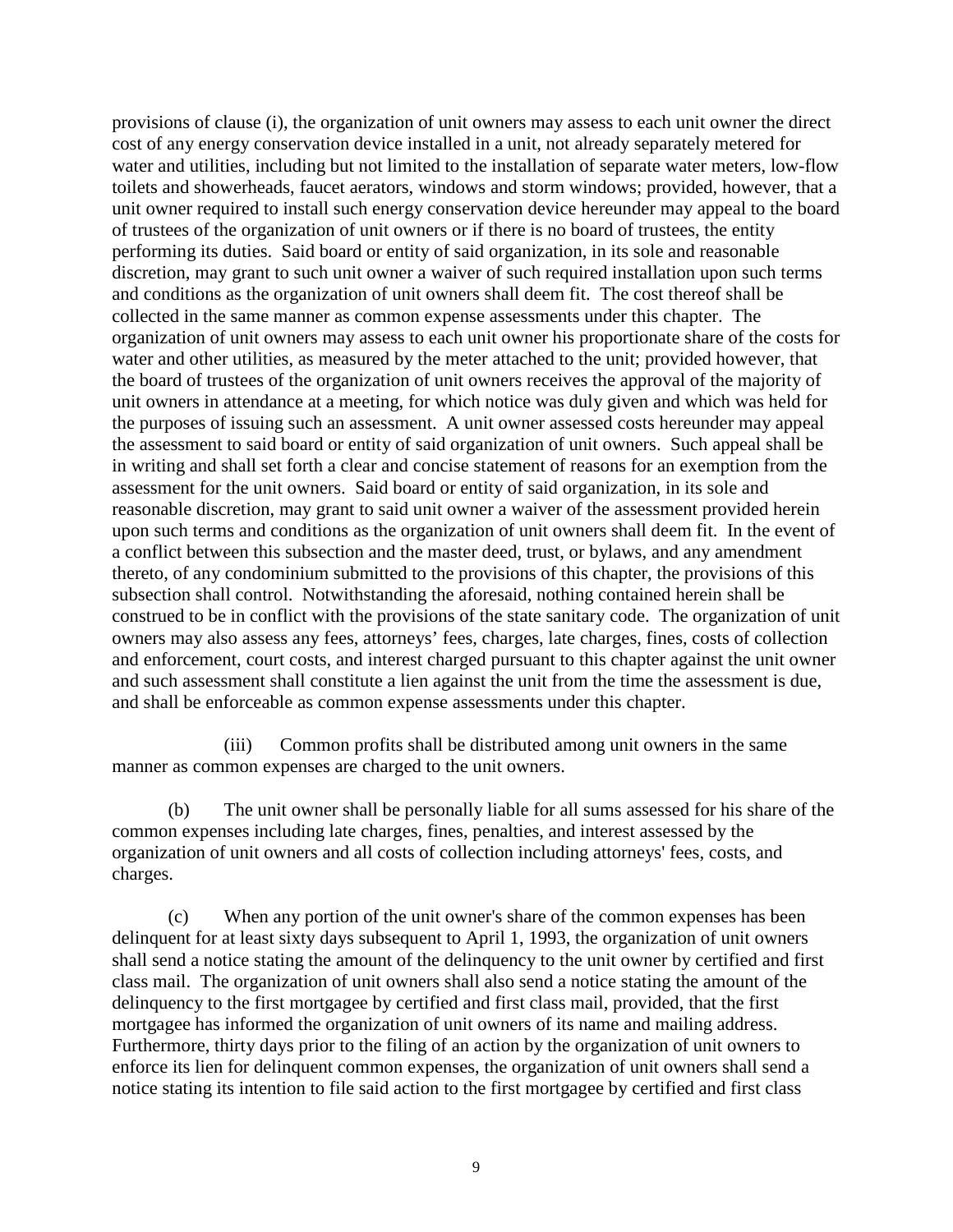provisions of clause (i), the organization of unit owners may assess to each unit owner the direct cost of any energy conservation device installed in a unit, not already separately metered for water and utilities, including but not limited to the installation of separate water meters, low-flow toilets and showerheads, faucet aerators, windows and storm windows; provided, however, that a unit owner required to install such energy conservation device hereunder may appeal to the board of trustees of the organization of unit owners or if there is no board of trustees, the entity performing its duties. Said board or entity of said organization, in its sole and reasonable discretion, may grant to such unit owner a waiver of such required installation upon such terms and conditions as the organization of unit owners shall deem fit. The cost thereof shall be collected in the same manner as common expense assessments under this chapter. The organization of unit owners may assess to each unit owner his proportionate share of the costs for water and other utilities, as measured by the meter attached to the unit; provided however, that the board of trustees of the organization of unit owners receives the approval of the majority of unit owners in attendance at a meeting, for which notice was duly given and which was held for the purposes of issuing such an assessment. A unit owner assessed costs hereunder may appeal the assessment to said board or entity of said organization of unit owners. Such appeal shall be in writing and shall set forth a clear and concise statement of reasons for an exemption from the assessment for the unit owners. Said board or entity of said organization, in its sole and reasonable discretion, may grant to said unit owner a waiver of the assessment provided herein upon such terms and conditions as the organization of unit owners shall deem fit. In the event of a conflict between this subsection and the master deed, trust, or bylaws, and any amendment thereto, of any condominium submitted to the provisions of this chapter, the provisions of this subsection shall control. Notwithstanding the aforesaid, nothing contained herein shall be construed to be in conflict with the provisions of the state sanitary code. The organization of unit owners may also assess any fees, attorneys' fees, charges, late charges, fines, costs of collection and enforcement, court costs, and interest charged pursuant to this chapter against the unit owner and such assessment shall constitute a lien against the unit from the time the assessment is due, and shall be enforceable as common expense assessments under this chapter.

(iii) Common profits shall be distributed among unit owners in the same manner as common expenses are charged to the unit owners.

(b) The unit owner shall be personally liable for all sums assessed for his share of the common expenses including late charges, fines, penalties, and interest assessed by the organization of unit owners and all costs of collection including attorneys' fees, costs, and charges.

(c) When any portion of the unit owner's share of the common expenses has been delinquent for at least sixty days subsequent to April 1, 1993, the organization of unit owners shall send a notice stating the amount of the delinquency to the unit owner by certified and first class mail. The organization of unit owners shall also send a notice stating the amount of the delinquency to the first mortgagee by certified and first class mail, provided, that the first mortgagee has informed the organization of unit owners of its name and mailing address. Furthermore, thirty days prior to the filing of an action by the organization of unit owners to enforce its lien for delinquent common expenses, the organization of unit owners shall send a notice stating its intention to file said action to the first mortgagee by certified and first class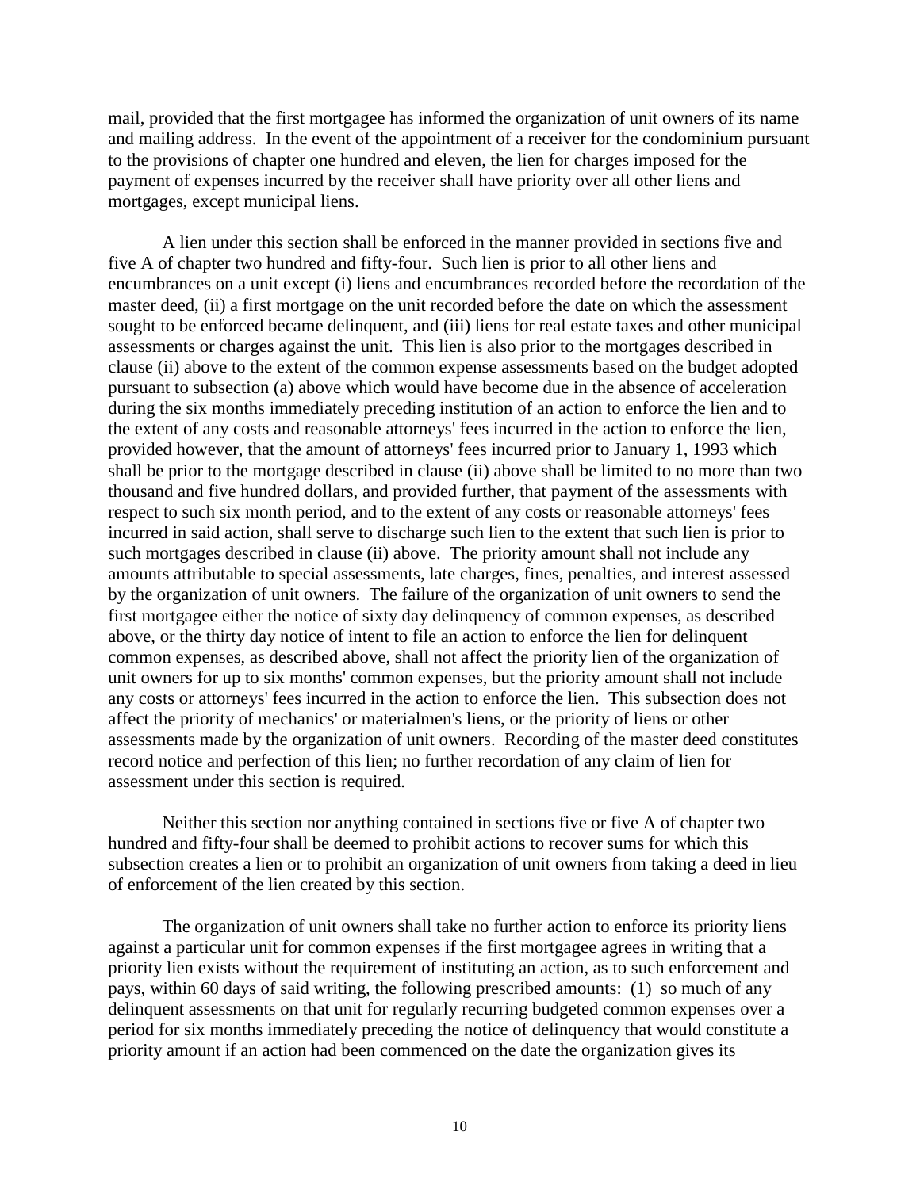mail, provided that the first mortgagee has informed the organization of unit owners of its name and mailing address. In the event of the appointment of a receiver for the condominium pursuant to the provisions of chapter one hundred and eleven, the lien for charges imposed for the payment of expenses incurred by the receiver shall have priority over all other liens and mortgages, except municipal liens.

A lien under this section shall be enforced in the manner provided in sections five and five A of chapter two hundred and fifty-four. Such lien is prior to all other liens and encumbrances on a unit except (i) liens and encumbrances recorded before the recordation of the master deed, (ii) a first mortgage on the unit recorded before the date on which the assessment sought to be enforced became delinquent, and (iii) liens for real estate taxes and other municipal assessments or charges against the unit. This lien is also prior to the mortgages described in clause (ii) above to the extent of the common expense assessments based on the budget adopted pursuant to subsection (a) above which would have become due in the absence of acceleration during the six months immediately preceding institution of an action to enforce the lien and to the extent of any costs and reasonable attorneys' fees incurred in the action to enforce the lien, provided however, that the amount of attorneys' fees incurred prior to January 1, 1993 which shall be prior to the mortgage described in clause (ii) above shall be limited to no more than two thousand and five hundred dollars, and provided further, that payment of the assessments with respect to such six month period, and to the extent of any costs or reasonable attorneys' fees incurred in said action, shall serve to discharge such lien to the extent that such lien is prior to such mortgages described in clause (ii) above. The priority amount shall not include any amounts attributable to special assessments, late charges, fines, penalties, and interest assessed by the organization of unit owners. The failure of the organization of unit owners to send the first mortgagee either the notice of sixty day delinquency of common expenses, as described above, or the thirty day notice of intent to file an action to enforce the lien for delinquent common expenses, as described above, shall not affect the priority lien of the organization of unit owners for up to six months' common expenses, but the priority amount shall not include any costs or attorneys' fees incurred in the action to enforce the lien. This subsection does not affect the priority of mechanics' or materialmen's liens, or the priority of liens or other assessments made by the organization of unit owners. Recording of the master deed constitutes record notice and perfection of this lien; no further recordation of any claim of lien for assessment under this section is required.

Neither this section nor anything contained in sections five or five A of chapter two hundred and fifty-four shall be deemed to prohibit actions to recover sums for which this subsection creates a lien or to prohibit an organization of unit owners from taking a deed in lieu of enforcement of the lien created by this section.

The organization of unit owners shall take no further action to enforce its priority liens against a particular unit for common expenses if the first mortgagee agrees in writing that a priority lien exists without the requirement of instituting an action, as to such enforcement and pays, within 60 days of said writing, the following prescribed amounts: (1) so much of any delinquent assessments on that unit for regularly recurring budgeted common expenses over a period for six months immediately preceding the notice of delinquency that would constitute a priority amount if an action had been commenced on the date the organization gives its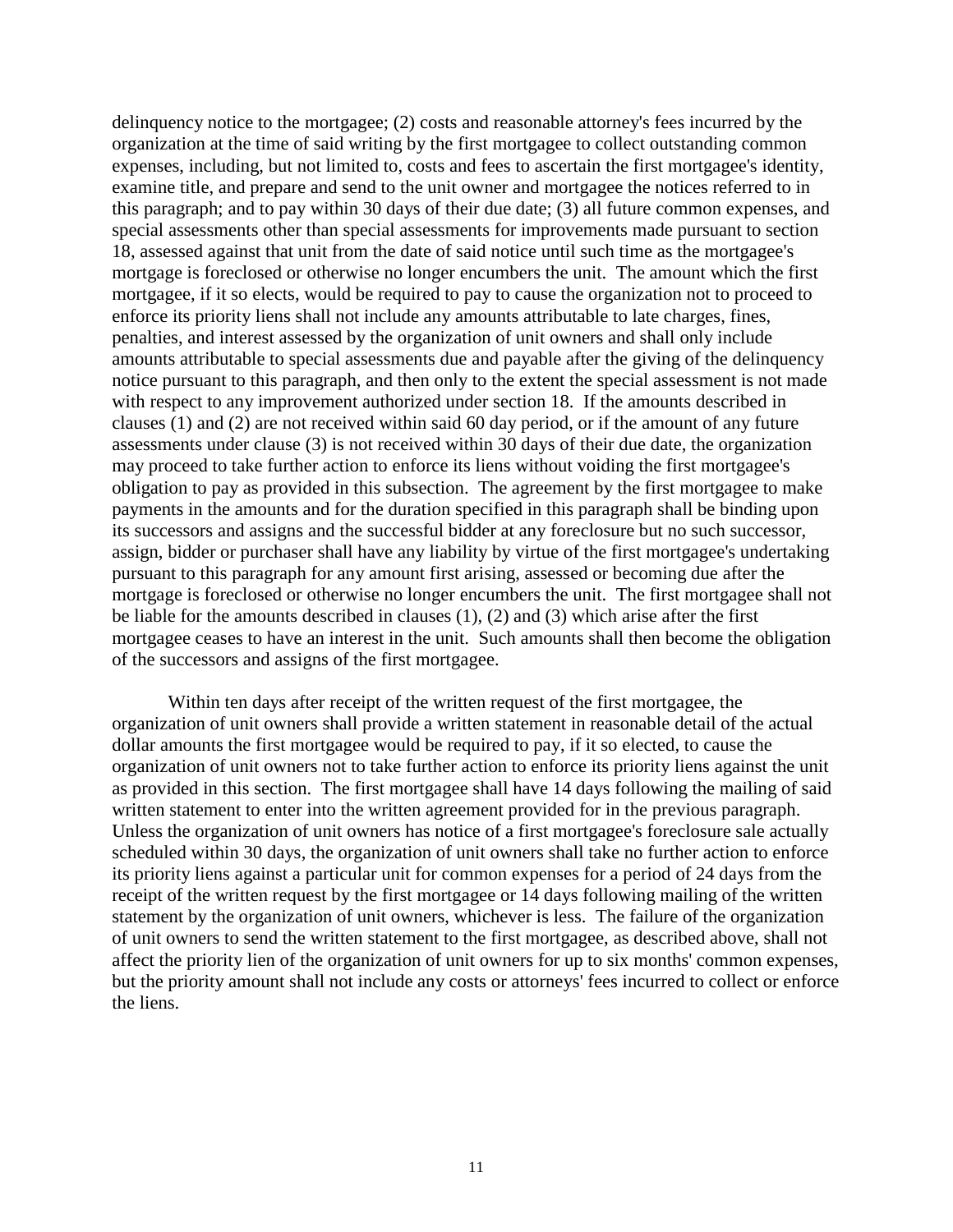delinquency notice to the mortgagee; (2) costs and reasonable attorney's fees incurred by the organization at the time of said writing by the first mortgagee to collect outstanding common expenses, including, but not limited to, costs and fees to ascertain the first mortgagee's identity, examine title, and prepare and send to the unit owner and mortgagee the notices referred to in this paragraph; and to pay within 30 days of their due date; (3) all future common expenses, and special assessments other than special assessments for improvements made pursuant to section 18, assessed against that unit from the date of said notice until such time as the mortgagee's mortgage is foreclosed or otherwise no longer encumbers the unit. The amount which the first mortgagee, if it so elects, would be required to pay to cause the organization not to proceed to enforce its priority liens shall not include any amounts attributable to late charges, fines, penalties, and interest assessed by the organization of unit owners and shall only include amounts attributable to special assessments due and payable after the giving of the delinquency notice pursuant to this paragraph, and then only to the extent the special assessment is not made with respect to any improvement authorized under section 18. If the amounts described in clauses (1) and (2) are not received within said 60 day period, or if the amount of any future assessments under clause (3) is not received within 30 days of their due date, the organization may proceed to take further action to enforce its liens without voiding the first mortgagee's obligation to pay as provided in this subsection. The agreement by the first mortgagee to make payments in the amounts and for the duration specified in this paragraph shall be binding upon its successors and assigns and the successful bidder at any foreclosure but no such successor, assign, bidder or purchaser shall have any liability by virtue of the first mortgagee's undertaking pursuant to this paragraph for any amount first arising, assessed or becoming due after the mortgage is foreclosed or otherwise no longer encumbers the unit. The first mortgagee shall not be liable for the amounts described in clauses (1), (2) and (3) which arise after the first mortgagee ceases to have an interest in the unit. Such amounts shall then become the obligation of the successors and assigns of the first mortgagee.

Within ten days after receipt of the written request of the first mortgagee, the organization of unit owners shall provide a written statement in reasonable detail of the actual dollar amounts the first mortgagee would be required to pay, if it so elected, to cause the organization of unit owners not to take further action to enforce its priority liens against the unit as provided in this section. The first mortgagee shall have 14 days following the mailing of said written statement to enter into the written agreement provided for in the previous paragraph. Unless the organization of unit owners has notice of a first mortgagee's foreclosure sale actually scheduled within 30 days, the organization of unit owners shall take no further action to enforce its priority liens against a particular unit for common expenses for a period of 24 days from the receipt of the written request by the first mortgagee or 14 days following mailing of the written statement by the organization of unit owners, whichever is less. The failure of the organization of unit owners to send the written statement to the first mortgagee, as described above, shall not affect the priority lien of the organization of unit owners for up to six months' common expenses, but the priority amount shall not include any costs or attorneys' fees incurred to collect or enforce the liens.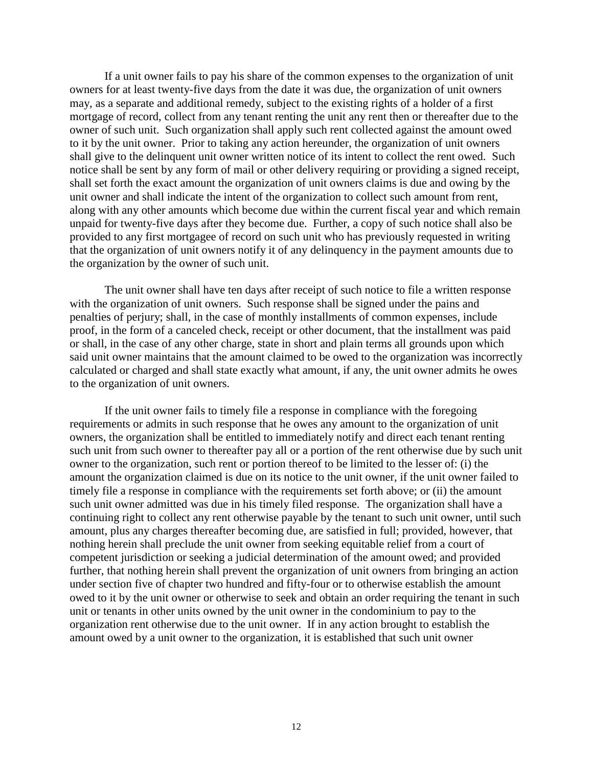If a unit owner fails to pay his share of the common expenses to the organization of unit owners for at least twenty-five days from the date it was due, the organization of unit owners may, as a separate and additional remedy, subject to the existing rights of a holder of a first mortgage of record, collect from any tenant renting the unit any rent then or thereafter due to the owner of such unit. Such organization shall apply such rent collected against the amount owed to it by the unit owner. Prior to taking any action hereunder, the organization of unit owners shall give to the delinquent unit owner written notice of its intent to collect the rent owed. Such notice shall be sent by any form of mail or other delivery requiring or providing a signed receipt, shall set forth the exact amount the organization of unit owners claims is due and owing by the unit owner and shall indicate the intent of the organization to collect such amount from rent, along with any other amounts which become due within the current fiscal year and which remain unpaid for twenty-five days after they become due. Further, a copy of such notice shall also be provided to any first mortgagee of record on such unit who has previously requested in writing that the organization of unit owners notify it of any delinquency in the payment amounts due to the organization by the owner of such unit.

The unit owner shall have ten days after receipt of such notice to file a written response with the organization of unit owners. Such response shall be signed under the pains and penalties of perjury; shall, in the case of monthly installments of common expenses, include proof, in the form of a canceled check, receipt or other document, that the installment was paid or shall, in the case of any other charge, state in short and plain terms all grounds upon which said unit owner maintains that the amount claimed to be owed to the organization was incorrectly calculated or charged and shall state exactly what amount, if any, the unit owner admits he owes to the organization of unit owners.

If the unit owner fails to timely file a response in compliance with the foregoing requirements or admits in such response that he owes any amount to the organization of unit owners, the organization shall be entitled to immediately notify and direct each tenant renting such unit from such owner to thereafter pay all or a portion of the rent otherwise due by such unit owner to the organization, such rent or portion thereof to be limited to the lesser of: (i) the amount the organization claimed is due on its notice to the unit owner, if the unit owner failed to timely file a response in compliance with the requirements set forth above; or (ii) the amount such unit owner admitted was due in his timely filed response. The organization shall have a continuing right to collect any rent otherwise payable by the tenant to such unit owner, until such amount, plus any charges thereafter becoming due, are satisfied in full; provided, however, that nothing herein shall preclude the unit owner from seeking equitable relief from a court of competent jurisdiction or seeking a judicial determination of the amount owed; and provided further, that nothing herein shall prevent the organization of unit owners from bringing an action under section five of chapter two hundred and fifty-four or to otherwise establish the amount owed to it by the unit owner or otherwise to seek and obtain an order requiring the tenant in such unit or tenants in other units owned by the unit owner in the condominium to pay to the organization rent otherwise due to the unit owner. If in any action brought to establish the amount owed by a unit owner to the organization, it is established that such unit owner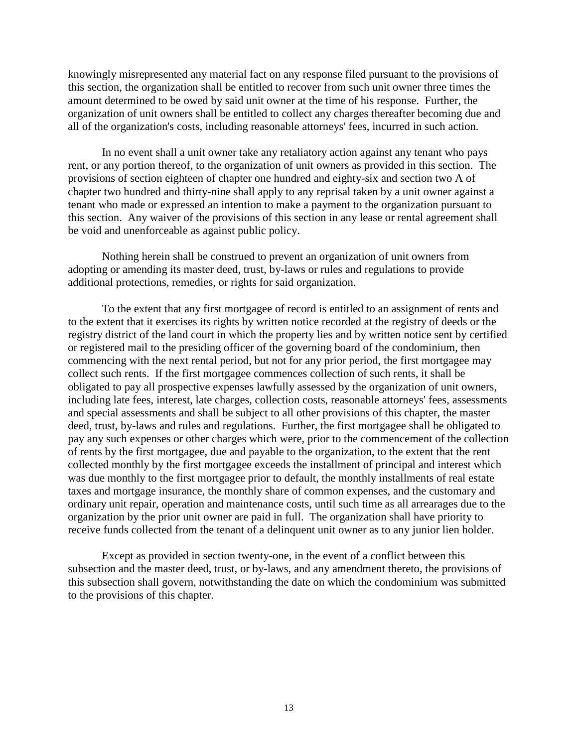knowingly misrepresented any material fact on any response filed pursuant to the provisions of this section, the organization shall be entitled to recover from such unit owner three times the amount determined to be owed by said unit owner at the time of his response. Further, the organization of unit owners shall be entitled to collect any charges thereafter becoming due and all of the organization's costs, including reasonable attorneys' fees, incurred in such action.

In no event shall a unit owner take any retaliatory action against any tenant who pays rent, or any portion thereof, to the organization of unit owners as provided in this section. The provisions of section eighteen of chapter one hundred and eighty-six and section two A of chapter two hundred and thirty-nine shall apply to any reprisal taken by a unit owner against a tenant who made or expressed an intention to make a payment to the organization pursuant to this section. Any waiver of the provisions of this section in any lease or rental agreement shall be void and unenforceable as against public policy.

Nothing herein shall be construed to prevent an organization of unit owners from adopting or amending its master deed, trust, by-laws or rules and regulations to provide additional protections, remedies, or rights for said organization.

To the extent that any first mortgagee of record is entitled to an assignment of rents and to the extent that it exercises its rights by written notice recorded at the registry of deeds or the registry district of the land court in which the property lies and by written notice sent by certified or registered mail to the presiding officer of the governing board of the condominium, then commencing with the next rental period, but not for any prior period, the first mortgagee may collect such rents. If the first mortgagee commences collection of such rents, it shall be obligated to pay all prospective expenses lawfully assessed by the organization of unit owners, including late fees, interest, late charges, collection costs, reasonable attorneys' fees, assessments and special assessments and shall be subject to all other provisions of this chapter, the master deed, trust, by-laws and rules and regulations. Further, the first mortgagee shall be obligated to pay any such expenses or other charges which were, prior to the commencement of the collection of rents by the first mortgagee, due and payable to the organization, to the extent that the rent collected monthly by the first mortgagee exceeds the installment of principal and interest which was due monthly to the first mortgagee prior to default, the monthly installments of real estate taxes and mortgage insurance, the monthly share of common expenses, and the customary and ordinary unit repair, operation and maintenance costs, until such time as all arrearages due to the organization by the prior unit owner are paid in full. The organization shall have priority to receive funds collected from the tenant of a delinquent unit owner as to any junior lien holder.

Except as provided in section twenty-one, in the event of a conflict between this subsection and the master deed, trust, or by-laws, and any amendment thereto, the provisions of this subsection shall govern, notwithstanding the date on which the condominium was submitted to the provisions of this chapter.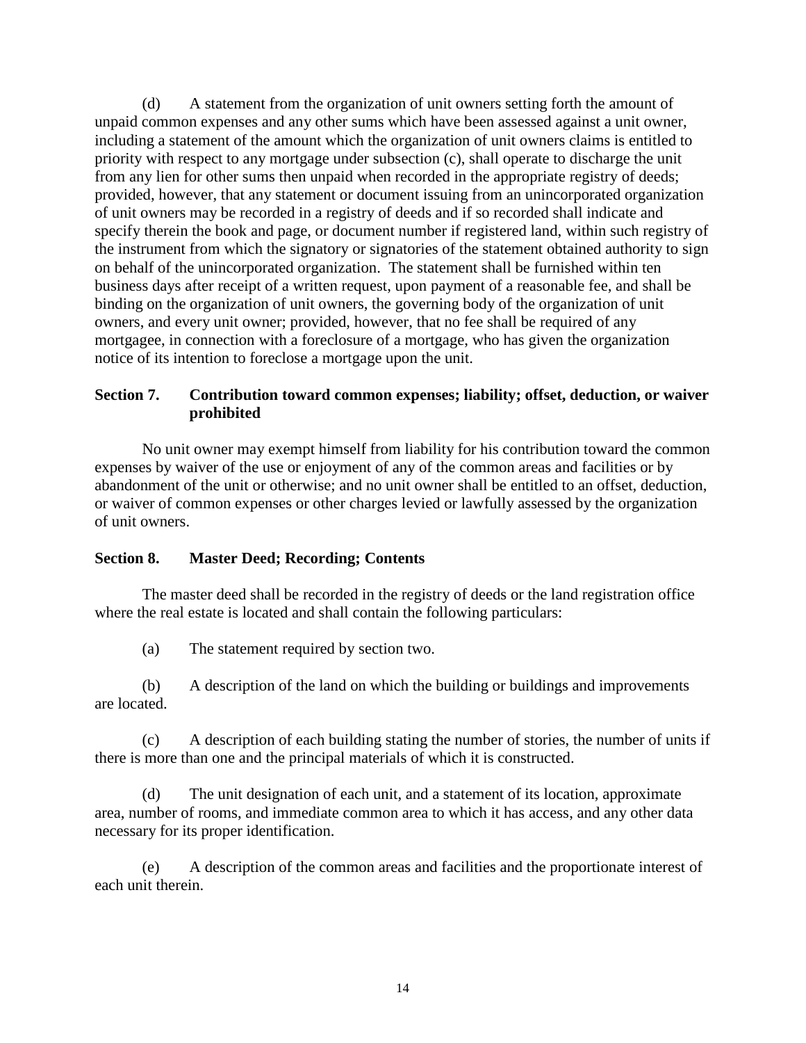(d) A statement from the organization of unit owners setting forth the amount of unpaid common expenses and any other sums which have been assessed against a unit owner, including a statement of the amount which the organization of unit owners claims is entitled to priority with respect to any mortgage under subsection (c), shall operate to discharge the unit from any lien for other sums then unpaid when recorded in the appropriate registry of deeds; provided, however, that any statement or document issuing from an unincorporated organization of unit owners may be recorded in a registry of deeds and if so recorded shall indicate and specify therein the book and page, or document number if registered land, within such registry of the instrument from which the signatory or signatories of the statement obtained authority to sign on behalf of the unincorporated organization. The statement shall be furnished within ten business days after receipt of a written request, upon payment of a reasonable fee, and shall be binding on the organization of unit owners, the governing body of the organization of unit owners, and every unit owner; provided, however, that no fee shall be required of any mortgagee, in connection with a foreclosure of a mortgage, who has given the organization notice of its intention to foreclose a mortgage upon the unit.

### Section 7. Contribution toward common expenses; liability; offset, deduction, or waiver prohibited

No unit owner may exempt himself from liability for his contribution toward the common expenses by waiver of the use or enjoyment of any of the common areas and facilities or by abandonment of the unit or otherwise; and no unit owner shall be entitled to an offset, deduction, or waiver of common expenses or other charges levied or lawfully assessed by the organization of unit owners.

### Section 8. Master Deed; Recording; Contents

The master deed shall be recorded in the registry of deeds or the land registration office where the real estate is located and shall contain the following particulars:

(a) The statement required by section two.

(b) A description of the land on which the building or buildings and improvements are located.

(c) A description of each building stating the number of stories, the number of units if there is more than one and the principal materials of which it is constructed.

(d) The unit designation of each unit, and a statement of its location, approximate area, number of rooms, and immediate common area to which it has access, and any other data necessary for its proper identification.

(e) A description of the common areas and facilities and the proportionate interest of each unit therein.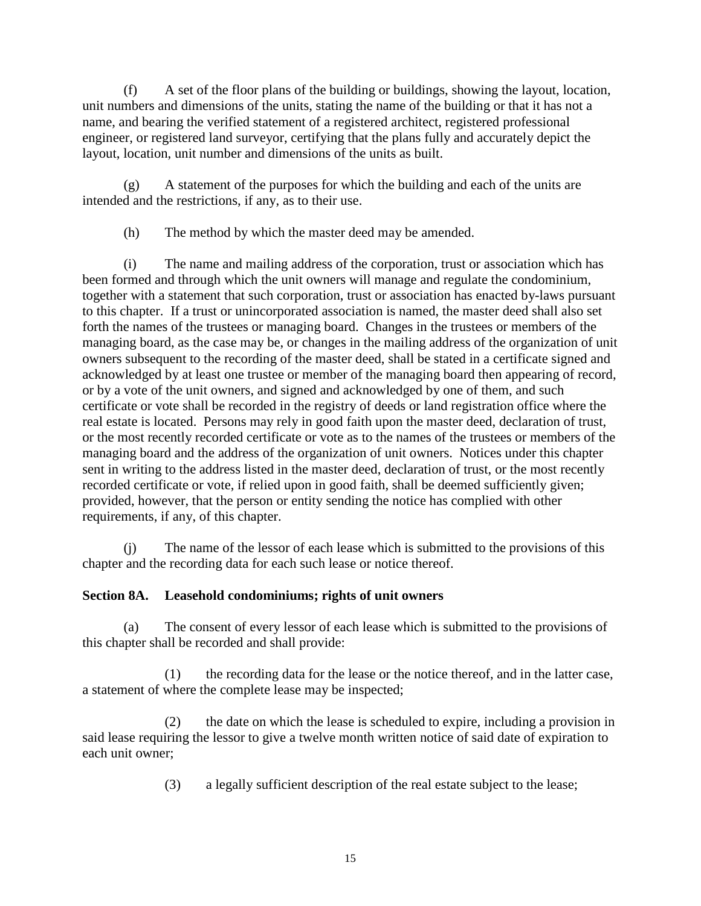(f) A set of the floor plans of the building or buildings, showing the layout, location, unit numbers and dimensions of the units, stating the name of the building or that it has not a name, and bearing the verified statement of a registered architect, registered professional engineer, or registered land surveyor, certifying that the plans fully and accurately depict the layout, location, unit number and dimensions of the units as built.

(g) A statement of the purposes for which the building and each of the units are intended and the restrictions, if any, as to their use.

(h) The method by which the master deed may be amended.

(i) The name and mailing address of the corporation, trust or association which has been formed and through which the unit owners will manage and regulate the condominium, together with a statement that such corporation, trust or association has enacted by-laws pursuant to this chapter. If a trust or unincorporated association is named, the master deed shall also set forth the names of the trustees or managing board. Changes in the trustees or members of the managing board, as the case may be, or changes in the mailing address of the organization of unit owners subsequent to the recording of the master deed, shall be stated in a certificate signed and acknowledged by at least one trustee or member of the managing board then appearing of record, or by a vote of the unit owners, and signed and acknowledged by one of them, and such certificate or vote shall be recorded in the registry of deeds or land registration office where the real estate is located. Persons may rely in good faith upon the master deed, declaration of trust, or the most recently recorded certificate or vote as to the names of the trustees or members of the managing board and the address of the organization of unit owners. Notices under this chapter sent in writing to the address listed in the master deed, declaration of trust, or the most recently recorded certificate or vote, if relied upon in good faith, shall be deemed sufficiently given; provided, however, that the person or entity sending the notice has complied with other requirements, if any, of this chapter.

(j) The name of the lessor of each lease which is submitted to the provisions of this chapter and the recording data for each such lease or notice thereof.

**Section 8A. Leasehold condominiums; rights of unit owners**

(a) The consent of every lessor of each lease which is submitted to the provisions of this chapter shall be recorded and shall provide:

(1) the recording data for the lease or the notice thereof, and in the latter case, a statement of where the complete lease may be inspected;

(2) the date on which the lease is scheduled to expire, including a provision in said lease requiring the lessor to give a twelve month written notice of said date of expiration to each unit owner;

(3) a legally sufficient description of the real estate subject to the lease;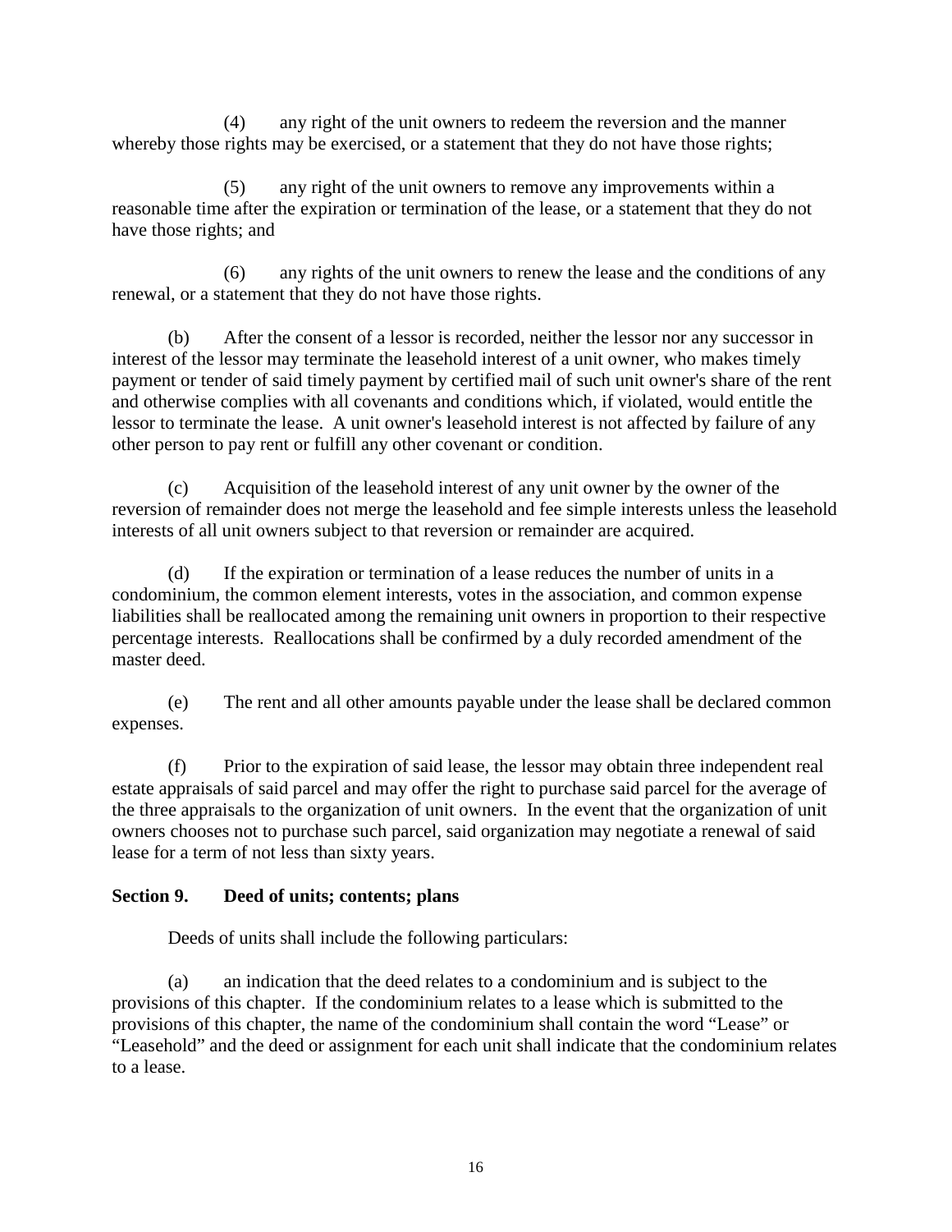(4) any right of the unit owners to redeem the reversion and the manner whereby those rights may be exercised, or a statement that they do not have those rights;

(5) any right of the unit owners to remove any improvements within a reasonable time after the expiration or termination of the lease, or a statement that they do not have those rights; and

(6) any rights of the unit owners to renew the lease and the conditions of any renewal, or a statement that they do not have those rights.

(b) After the consent of a lessor is recorded, neither the lessor nor any successor in interest of the lessor may terminate the leasehold interest of a unit owner, who makes timely payment or tender of said timely payment by certified mail of such unit owner's share of the rent and otherwise complies with all covenants and conditions which, if violated, would entitle the lessor to terminate the lease. A unit owner's leasehold interest is not affected by failure of any other person to pay rent or fulfill any other covenant or condition.

(c) Acquisition of the leasehold interest of any unit owner by the owner of the reversion of remainder does not merge the leasehold and fee simple interests unless the leasehold interests of all unit owners subject to that reversion or remainder are acquired.

(d) If the expiration or termination of a lease reduces the number of units in a condominium, the common element interests, votes in the association, and common expense liabilities shall be reallocated among the remaining unit owners in proportion to their respective percentage interests. Reallocations shall be confirmed by a duly recorded amendment of the master deed.

(e) The rent and all other amounts payable under the lease shall be declared common expenses.

(f) Prior to the expiration of said lease, the lessor may obtain three independent real estate appraisals of said parcel and may offer the right to purchase said parcel for the average of the three appraisals to the organization of unit owners. In the event that the organization of unit owners chooses not to purchase such parcel, said organization may negotiate a renewal of said lease for a term of not less than sixty years.

**Section 9. Deed of units; contents; plans**

Deeds of units shall include the following particulars:

(a) an indication that the deed relates to a condominium and is subject to the provisions of this chapter. If the condominium relates to a lease which is submitted to the provisions of this chapter, the name of the condominium shall contain the word "Lease" or "Leasehold" and the deed or assignment for each unit shall indicate that the condominium relates to a lease.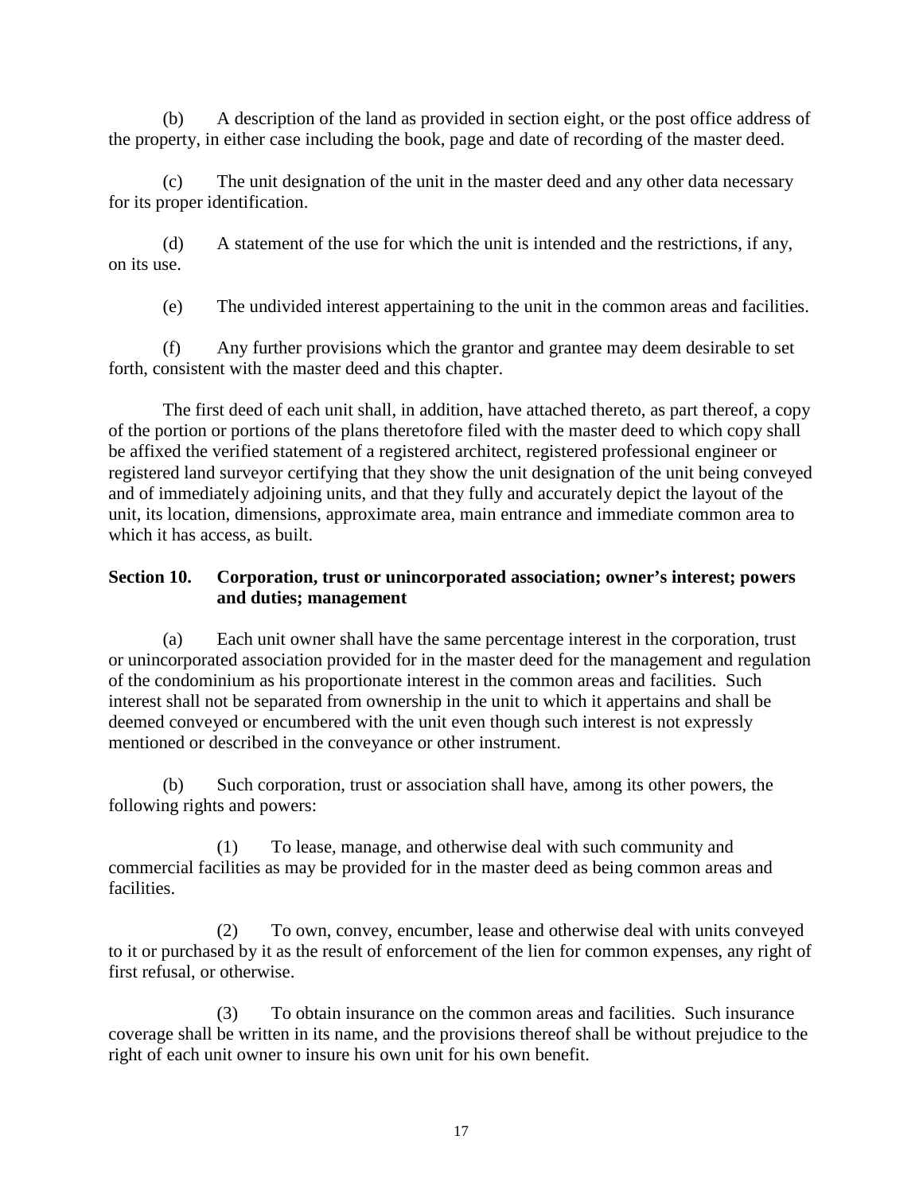(b) A description of the land as provided in section eight, or the post office address of the property, in either case including the book, page and date of recording of the master deed.

(c) The unit designation of the unit in the master deed and any other data necessary for its proper identification.

(d) A statement of the use for which the unit is intended and the restrictions, if any, on its use.

(e) The undivided interest appertaining to the unit in the common areas and facilities.

(f) Any further provisions which the grantor and grantee may deem desirable to set forth, consistent with the master deed and this chapter.

The first deed of each unit shall, in addition, have attached thereto, as part thereof, a copy of the portion or portions of the plans theretofore filed with the master deed to which copy shall be affixed the verified statement of a registered architect, registered professional engineer or registered land surveyor certifying that they show the unit designation of the unit being conveyed and of immediately adjoining units, and that they fully and accurately depict the layout of the unit, its location, dimensions, approximate area, main entrance and immediate common area to which it has access, as built.

**Section 10. Corporation, trust or unincorporated association; owner's interest; powers and duties; management**

(a) Each unit owner shall have the same percentage interest in the corporation, trust or unincorporated association provided for in the master deed for the management and regulation of the condominium as his proportionate interest in the common areas and facilities. Such interest shall not be separated from ownership in the unit to which it appertains and shall be deemed conveyed or encumbered with the unit even though such interest is not expressly mentioned or described in the conveyance or other instrument.

(b) Such corporation, trust or association shall have, among its other powers, the following rights and powers:

(1) To lease, manage, and otherwise deal with such community and commercial facilities as may be provided for in the master deed as being common areas and facilities.

(2) To own, convey, encumber, lease and otherwise deal with units conveyed to it or purchased by it as the result of enforcement of the lien for common expenses, any right of first refusal, or otherwise.

(3) To obtain insurance on the common areas and facilities. Such insurance coverage shall be written in its name, and the provisions thereof shall be without prejudice to the right of each unit owner to insure his own unit for his own benefit.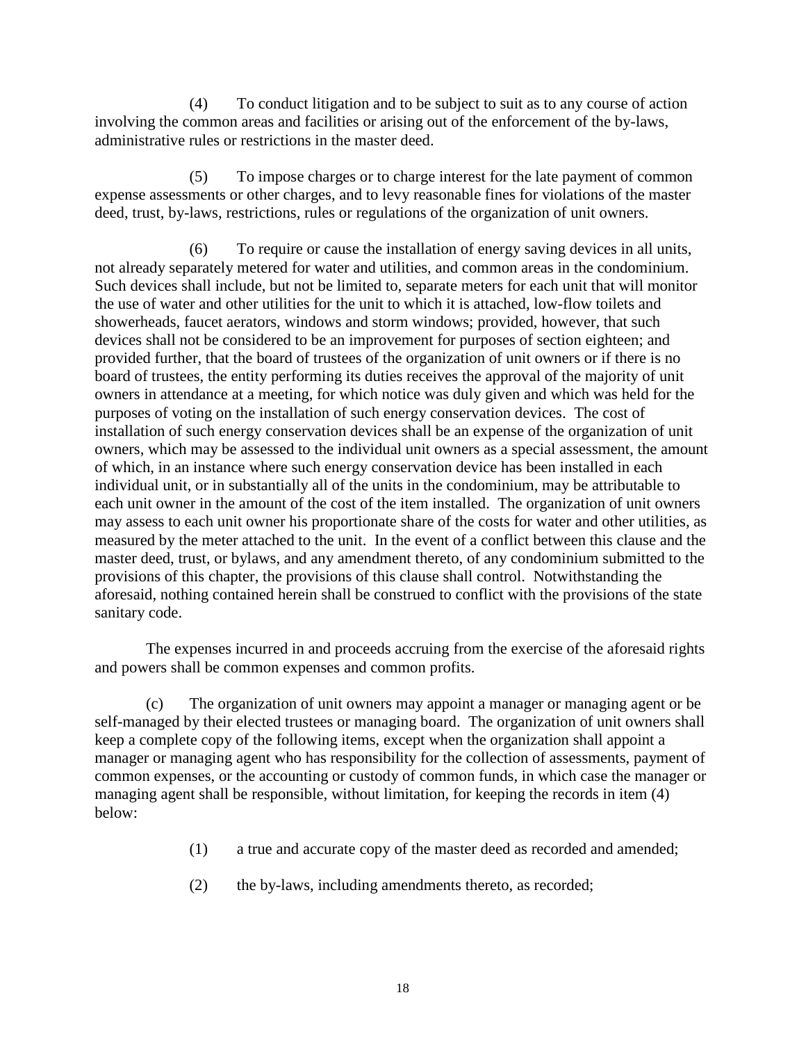(4) To conduct litigation and to be subject to suit as to any course of action involving the common areas and facilities or arising out of the enforcement of the by-laws, administrative rules or restrictions in the master deed.

(5) To impose charges or to charge interest for the late payment of common expense assessments or other charges, and to levy reasonable fines for violations of the master deed, trust, by-laws, restrictions, rules or regulations of the organization of unit owners.

(6) To require or cause the installation of energy saving devices in all units, not already separately metered for water and utilities, and common areas in the condominium. Such devices shall include, but not be limited to, separate meters for each unit that will monitor the use of water and other utilities for the unit to which it is attached, low-flow toilets and showerheads, faucet aerators, windows and storm windows; provided, however, that such devices shall not be considered to be an improvement for purposes of section eighteen; and provided further, that the board of trustees of the organization of unit owners or if there is no board of trustees, the entity performing its duties receives the approval of the majority of unit owners in attendance at a meeting, for which notice was duly given and which was held for the purposes of voting on the installation of such energy conservation devices. The cost of installation of such energy conservation devices shall be an expense of the organization of unit owners, which may be assessed to the individual unit owners as a special assessment, the amount of which, in an instance where such energy conservation device has been installed in each individual unit, or in substantially all of the units in the condominium, may be attributable to each unit owner in the amount of the cost of the item installed. The organization of unit owners may assess to each unit owner his proportionate share of the costs for water and other utilities, as measured by the meter attached to the unit. In the event of a conflict between this clause and the master deed, trust, or bylaws, and any amendment thereto, of any condominium submitted to the provisions of this chapter, the provisions of this clause shall control. Notwithstanding the aforesaid, nothing contained herein shall be construed to conflict with the provisions of the state sanitary code.

The expenses incurred in and proceeds accruing from the exercise of the aforesaid rights and powers shall be common expenses and common profits.

(c) The organization of unit owners may appoint a manager or managing agent or be self-managed by their elected trustees or managing board. The organization of unit owners shall keep a complete copy of the following items, except when the organization shall appoint a manager or managing agent who has responsibility for the collection of assessments, payment of common expenses, or the accounting or custody of common funds, in which case the manager or managing agent shall be responsible, without limitation, for keeping the records in item (4) below:

(1) a true and accurate copy of the master deed as recorded and amended;

(2) the by-laws, including amendments thereto, as recorded;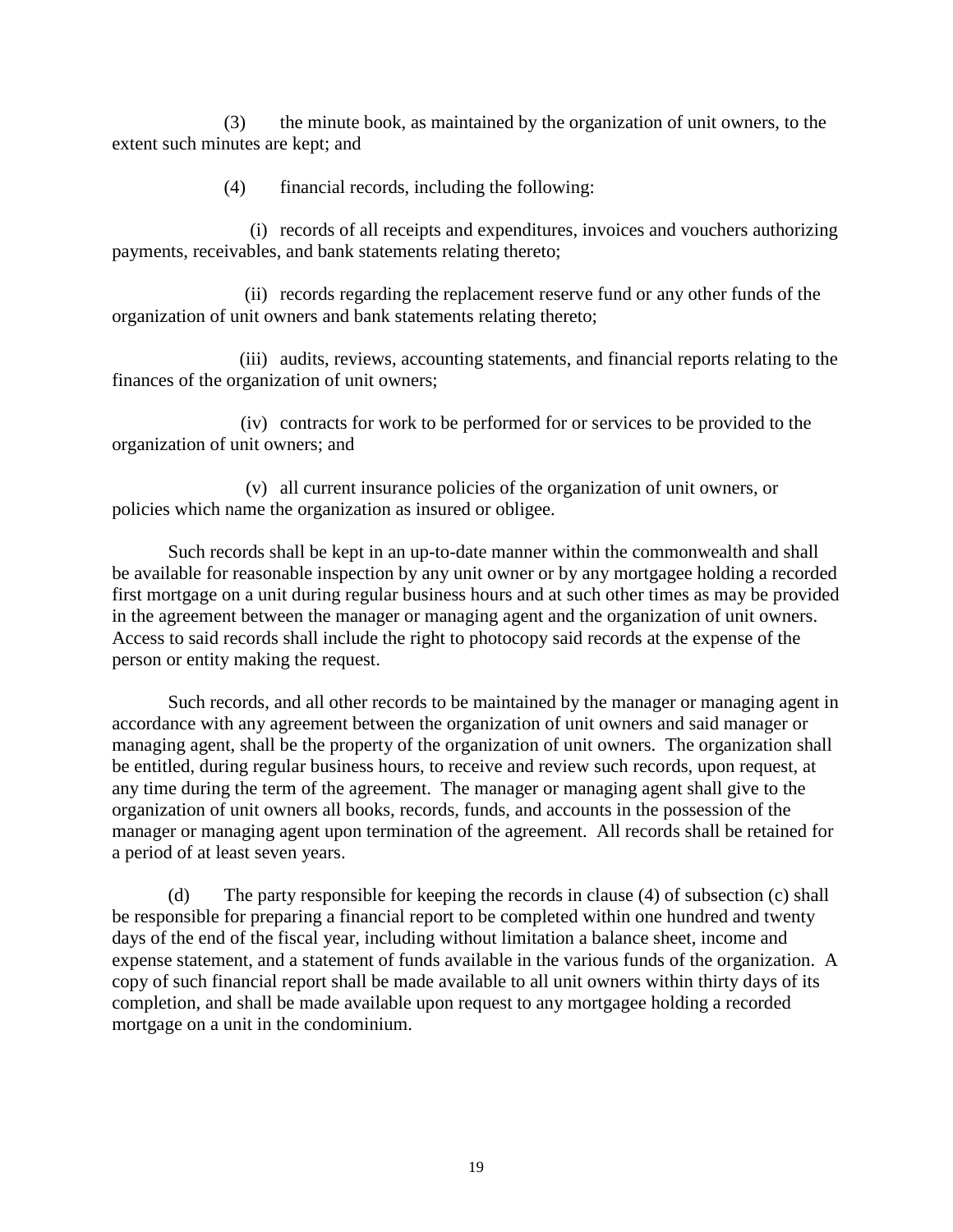(3) the minute book, as maintained by the organization of unit owners, to the extent such minutes are kept; and

(4) financial records, including the following:

(i) records of all receipts and expenditures, invoices and vouchers authorizing payments, receivables, and bank statements relating thereto;

(ii) records regarding the replacement reserve fund or any other funds of the organization of unit owners and bank statements relating thereto;

(iii) audits, reviews, accounting statements, and financial reports relating to the finances of the organization of unit owners;

(iv) contracts for work to be performed for or services to be provided to the organization of unit owners; and

(v) all current insurance policies of the organization of unit owners, or policies which name the organization as insured or obligee.

Such records shall be kept in an up-to-date manner within the commonwealth and shall be available for reasonable inspection by any unit owner or by any mortgagee holding a recorded first mortgage on a unit during regular business hours and at such other times as may be provided in the agreement between the manager or managing agent and the organization of unit owners. Access to said records shall include the right to photocopy said records at the expense of the person or entity making the request.

Such records, and all other records to be maintained by the manager or managing agent in accordance with any agreement between the organization of unit owners and said manager or managing agent, shall be the property of the organization of unit owners. The organization shall be entitled, during regular business hours, to receive and review such records, upon request, at any time during the term of the agreement. The manager or managing agent shall give to the organization of unit owners all books, records, funds, and accounts in the possession of the manager or managing agent upon termination of the agreement. All records shall be retained for a period of at least seven years.

(d) The party responsible for keeping the records in clause (4) of subsection (c) shall be responsible for preparing a financial report to be completed within one hundred and twenty days of the end of the fiscal year, including without limitation a balance sheet, income and expense statement, and a statement of funds available in the various funds of the organization. A copy of such financial report shall be made available to all unit owners within thirty days of its completion, and shall be made available upon request to any mortgagee holding a recorded mortgage on a unit in the condominium.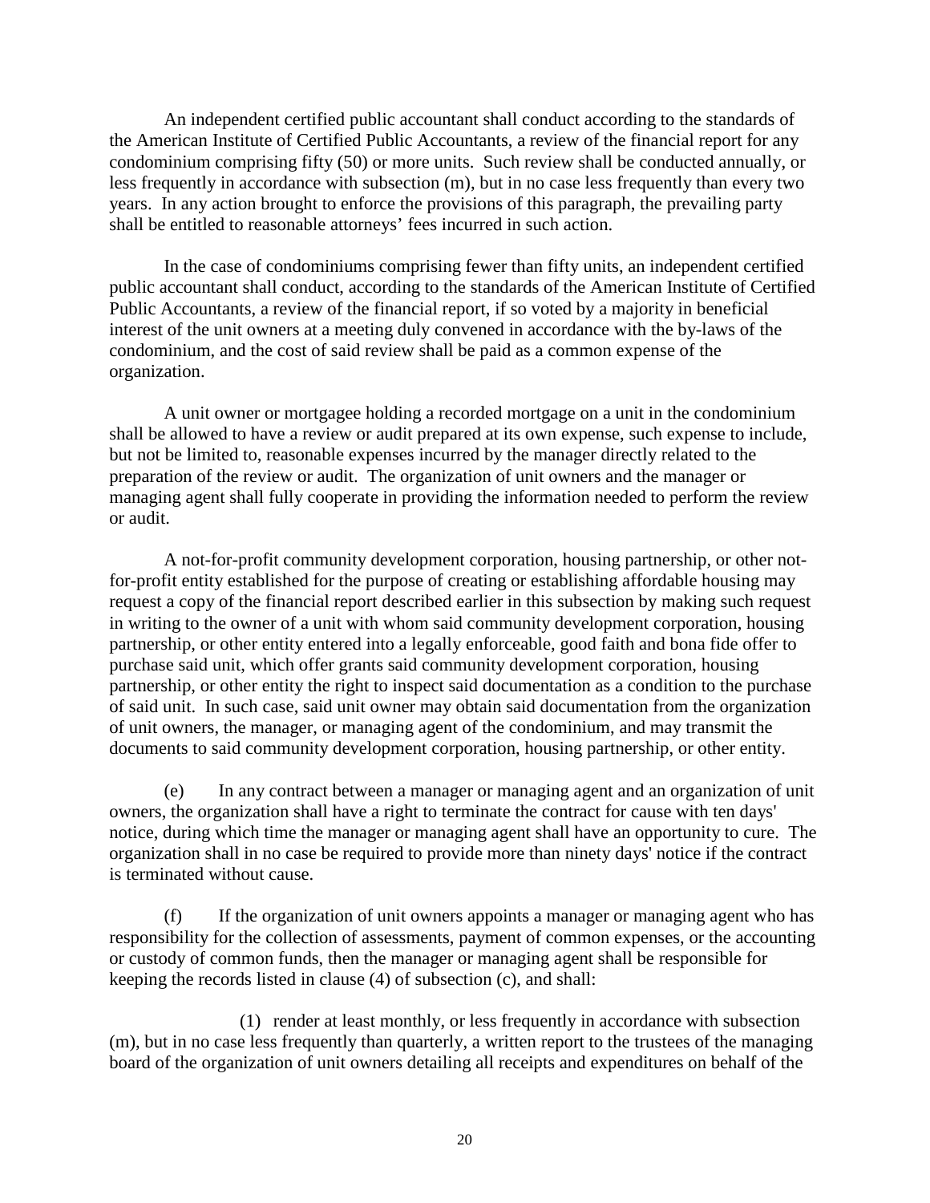An independent certified public accountant shall conduct according to the standards of the American Institute of Certified Public Accountants, a review of the financial report for any condominium comprising fifty (50) or more units. Such review shall be conducted annually, or less frequently in accordance with subsection (m), but in no case less frequently than every two years. In any action brought to enforce the provisions of this paragraph, the prevailing party shall be entitled to reasonable attorneys' fees incurred in such action.

In the case of condominiums comprising fewer than fifty units, an independent certified public accountant shall conduct, according to the standards of the American Institute of Certified Public Accountants, a review of the financial report, if so voted by a majority in beneficial interest of the unit owners at a meeting duly convened in accordance with the by-laws of the condominium, and the cost of said review shall be paid as a common expense of the organization.

A unit owner or mortgagee holding a recorded mortgage on a unit in the condominium shall be allowed to have a review or audit prepared at its own expense, such expense to include, but not be limited to, reasonable expenses incurred by the manager directly related to the preparation of the review or audit. The organization of unit owners and the manager or managing agent shall fully cooperate in providing the information needed to perform the review or audit.

A not-for-profit community development corporation, housing partnership, or other not-for-profit entity established for the purpose of creating or establishing affordable housing may request a copy of the financial report described earlier in this subsection by making such request in writing to the owner of a unit with whom said community development corporation, housing partnership, or other entity entered into a legally enforceable, good faith and bona fide offer to purchase said unit, which offer grants said community development corporation, housing partnership, or other entity the right to inspect said documentation as a condition to the purchase of said unit. In such case, said unit owner may obtain said documentation from the organization of unit owners, the manager, or managing agent of the condominium, and may transmit the documents to said community development corporation, housing partnership, or other entity.

(e) In any contract between a manager or managing agent and an organization of unit owners, the organization shall have a right to terminate the contract for cause with ten days' notice, during which time the manager or managing agent shall have an opportunity to cure. The organization shall in no case be required to provide more than ninety days' notice if the contract is terminated without cause.

(f) If the organization of unit owners appoints a manager or managing agent who has responsibility for the collection of assessments, payment of common expenses, or the accounting or custody of common funds, then the manager or managing agent shall be responsible for keeping the records listed in clause (4) of subsection (c), and shall:

(1) render at least monthly, or less frequently in accordance with subsection (m), but in no case less frequently than quarterly, a written report to the trustees of the managing board of the organization of unit owners detailing all receipts and expenditures on behalf of the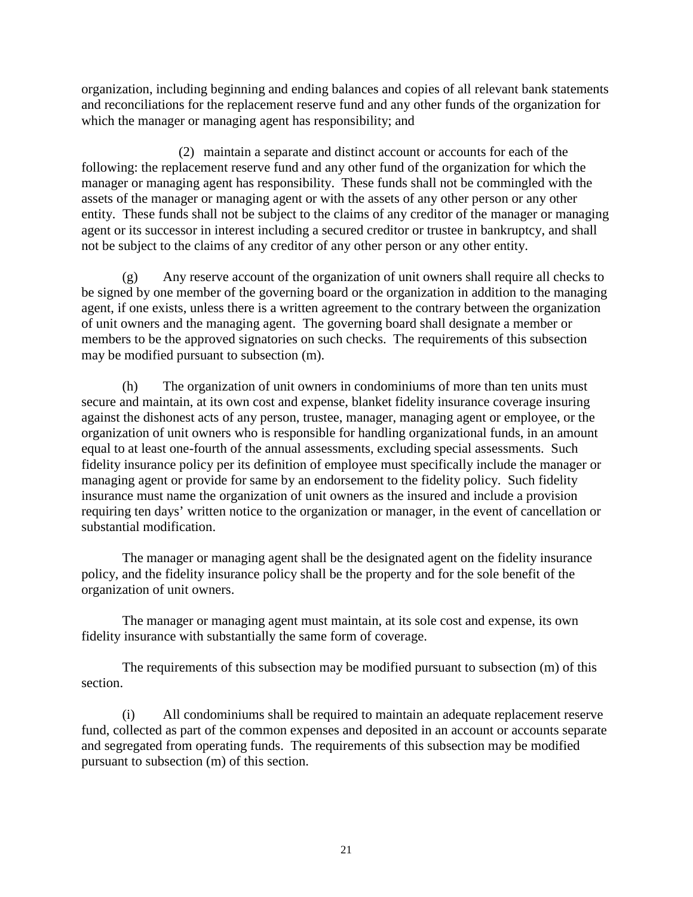organization, including beginning and ending balances and copies of all relevant bank statements and reconciliations for the replacement reserve fund and any other funds of the organization for which the manager or managing agent has responsibility; and

(2) maintain a separate and distinct account or accounts for each of the following: the replacement reserve fund and any other fund of the organization for which the manager or managing agent has responsibility. These funds shall not be commingled with the assets of the manager or managing agent or with the assets of any other person or any other entity. These funds shall not be subject to the claims of any creditor of the manager or managing agent or its successor in interest including a secured creditor or trustee in bankruptcy, and shall not be subject to the claims of any creditor of any other person or any other entity.

(g) Any reserve account of the organization of unit owners shall require all checks to be signed by one member of the governing board or the organization in addition to the managing agent, if one exists, unless there is a written agreement to the contrary between the organization of unit owners and the managing agent. The governing board shall designate a member or members to be the approved signatories on such checks. The requirements of this subsection may be modified pursuant to subsection (m).

(h) The organization of unit owners in condominiums of more than ten units must secure and maintain, at its own cost and expense, blanket fidelity insurance coverage insuring against the dishonest acts of any person, trustee, manager, managing agent or employee, or the organization of unit owners who is responsible for handling organizational funds, in an amount equal to at least one-fourth of the annual assessments, excluding special assessments. Such fidelity insurance policy per its definition of employee must specifically include the manager or managing agent or provide for same by an endorsement to the fidelity policy. Such fidelity insurance must name the organization of unit owners as the insured and include a provision requiring ten days' written notice to the organization or manager, in the event of cancellation or substantial modification.

The manager or managing agent shall be the designated agent on the fidelity insurance policy, and the fidelity insurance policy shall be the property and for the sole benefit of the organization of unit owners.

The manager or managing agent must maintain, at its sole cost and expense, its own fidelity insurance with substantially the same form of coverage.

The requirements of this subsection may be modified pursuant to subsection (m) of this section.

(i) All condominiums shall be required to maintain an adequate replacement reserve fund, collected as part of the common expenses and deposited in an account or accounts separate and segregated from operating funds. The requirements of this subsection may be modified pursuant to subsection (m) of this section.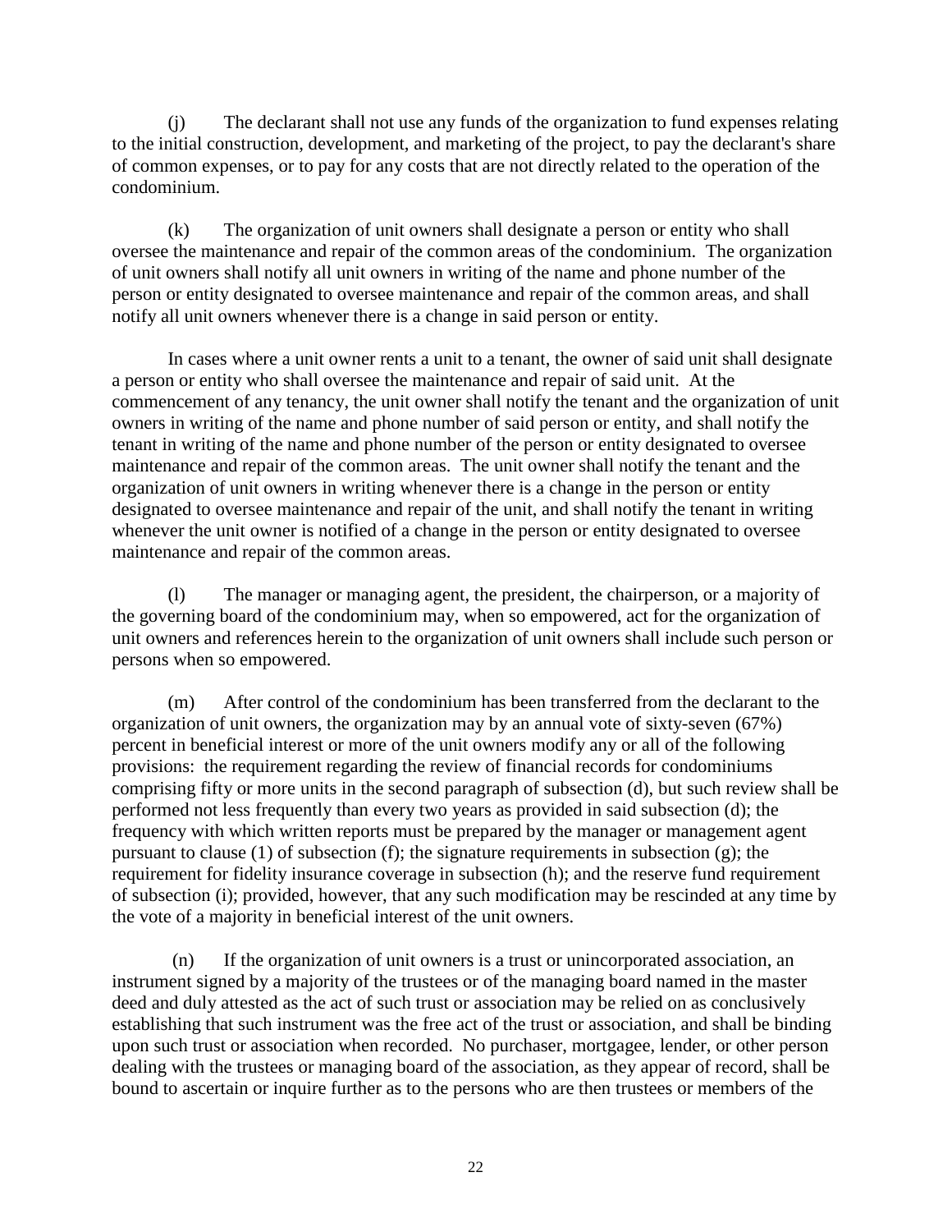(j) The declarant shall not use any funds of the organization to fund expenses relating to the initial construction, development, and marketing of the project, to pay the declarant's share of common expenses, or to pay for any costs that are not directly related to the operation of the condominium.

(k) The organization of unit owners shall designate a person or entity who shall oversee the maintenance and repair of the common areas of the condominium. The organization of unit owners shall notify all unit owners in writing of the name and phone number of the person or entity designated to oversee maintenance and repair of the common areas, and shall notify all unit owners whenever there is a change in said person or entity.

In cases where a unit owner rents a unit to a tenant, the owner of said unit shall designate a person or entity who shall oversee the maintenance and repair of said unit. At the commencement of any tenancy, the unit owner shall notify the tenant and the organization of unit owners in writing of the name and phone number of said person or entity, and shall notify the tenant in writing of the name and phone number of the person or entity designated to oversee maintenance and repair of the common areas. The unit owner shall notify the tenant and the organization of unit owners in writing whenever there is a change in the person or entity designated to oversee maintenance and repair of the unit, and shall notify the tenant in writing whenever the unit owner is notified of a change in the person or entity designated to oversee maintenance and repair of the common areas.

(l) The manager or managing agent, the president, the chairperson, or a majority of the governing board of the condominium may, when so empowered, act for the organization of unit owners and references herein to the organization of unit owners shall include such person or persons when so empowered.

(m) After control of the condominium has been transferred from the declarant to the organization of unit owners, the organization may by an annual vote of sixty-seven (67%) percent in beneficial interest or more of the unit owners modify any or all of the following provisions: the requirement regarding the review of financial records for condominiums comprising fifty or more units in the second paragraph of subsection (d), but such review shall be performed not less frequently than every two years as provided in said subsection (d); the frequency with which written reports must be prepared by the manager or management agent pursuant to clause (1) of subsection (f); the signature requirements in subsection (g); the requirement for fidelity insurance coverage in subsection (h); and the reserve fund requirement of subsection (i); provided, however, that any such modification may be rescinded at any time by the vote of a majority in beneficial interest of the unit owners.

(n) If the organization of unit owners is a trust or unincorporated association, an instrument signed by a majority of the trustees or of the managing board named in the master deed and duly attested as the act of such trust or association may be relied on as conclusively establishing that such instrument was the free act of the trust or association, and shall be binding upon such trust or association when recorded. No purchaser, mortgagee, lender, or other person dealing with the trustees or managing board of the association, as they appear of record, shall be bound to ascertain or inquire further as to the persons who are then trustees or members of the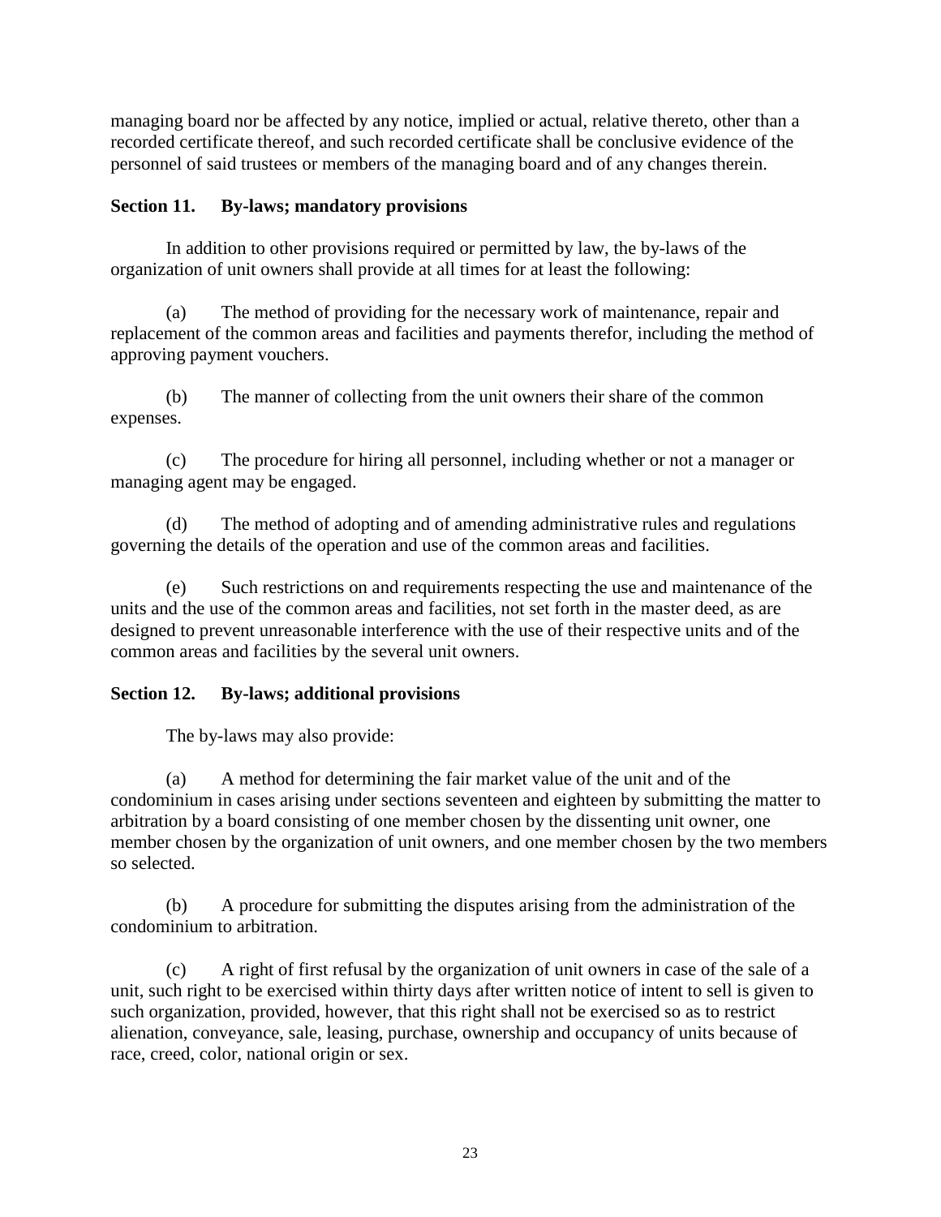managing board nor be affected by any notice, implied or actual, relative thereto, other than a recorded certificate thereof, and such recorded certificate shall be conclusive evidence of the personnel of said trustees or members of the managing board and of any changes therein.

### Section 11. By-laws; mandatory provisions

In addition to other provisions required or permitted by law, the by-laws of the organization of unit owners shall provide at all times for at least the following:

(a) The method of providing for the necessary work of maintenance, repair and replacement of the common areas and facilities and payments therefor, including the method of approving payment vouchers.

(b) The manner of collecting from the unit owners their share of the common expenses.

(c) The procedure for hiring all personnel, including whether or not a manager or managing agent may be engaged.

(d) The method of adopting and of amending administrative rules and regulations governing the details of the operation and use of the common areas and facilities.

(e) Such restrictions on and requirements respecting the use and maintenance of the units and the use of the common areas and facilities, not set forth in the master deed, as are designed to prevent unreasonable interference with the use of their respective units and of the common areas and facilities by the several unit owners.

### Section 12. By-laws; additional provisions

The by-laws may also provide:

(a) A method for determining the fair market value of the unit and of the condominium in cases arising under sections seventeen and eighteen by submitting the matter to arbitration by a board consisting of one member chosen by the dissenting unit owner, one member chosen by the organization of unit owners, and one member chosen by the two members so selected.

(b) A procedure for submitting the disputes arising from the administration of the condominium to arbitration.

(c) A right of first refusal by the organization of unit owners in case of the sale of a unit, such right to be exercised within thirty days after written notice of intent to sell is given to such organization, provided, however, that this right shall not be exercised so as to restrict alienation, conveyance, sale, leasing, purchase, ownership and occupancy of units because of race, creed, color, national origin or sex.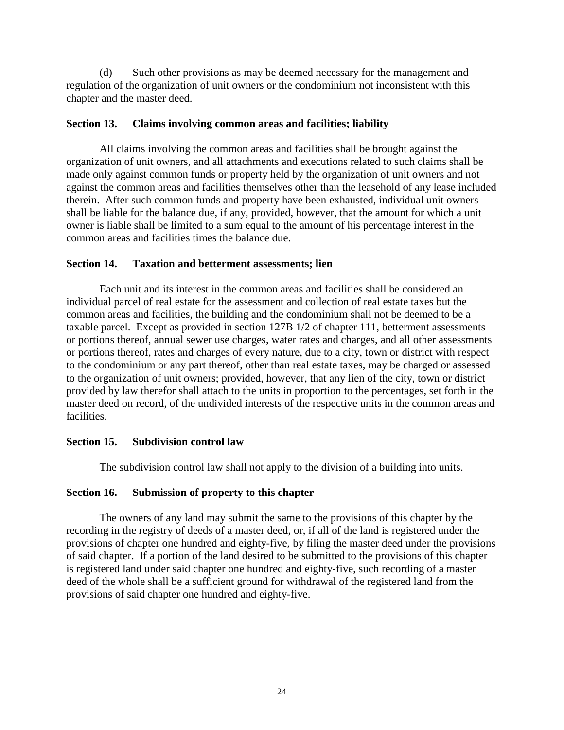(d) Such other provisions as may be deemed necessary for the management and regulation of the organization of unit owners or the condominium not inconsistent with this chapter and the master deed.

### Section 13. Claims involving common areas and facilities; liability

All claims involving the common areas and facilities shall be brought against the organization of unit owners, and all attachments and executions related to such claims shall be made only against common funds or property held by the organization of unit owners and not against the common areas and facilities themselves other than the leasehold of any lease included therein. After such common funds and property have been exhausted, individual unit owners shall be liable for the balance due, if any, provided, however, that the amount for which a unit owner is liable shall be limited to a sum equal to the amount of his percentage interest in the common areas and facilities times the balance due.

### Section 14. Taxation and betterment assessments; lien

Each unit and its interest in the common areas and facilities shall be considered an individual parcel of real estate for the assessment and collection of real estate taxes but the common areas and facilities, the building and the condominium shall not be deemed to be a taxable parcel. Except as provided in section 127B 1/2 of chapter 111, betterment assessments or portions thereof, annual sewer use charges, water rates and charges, and all other assessments or portions thereof, rates and charges of every nature, due to a city, town or district with respect to the condominium or any part thereof, other than real estate taxes, may be charged or assessed to the organization of unit owners; provided, however, that any lien of the city, town or district provided by law therefor shall attach to the units in proportion to the percentages, set forth in the master deed on record, of the undivided interests of the respective units in the common areas and facilities.

### Section 15. Subdivision control law

The subdivision control law shall not apply to the division of a building into units.

### Section 16. Submission of property to this chapter

The owners of any land may submit the same to the provisions of this chapter by the recording in the registry of deeds of a master deed, or, if all of the land is registered under the provisions of chapter one hundred and eighty-five, by filing the master deed under the provisions of said chapter. If a portion of the land desired to be submitted to the provisions of this chapter is registered land under said chapter one hundred and eighty-five, such recording of a master deed of the whole shall be a sufficient ground for withdrawal of the registered land from the provisions of said chapter one hundred and eighty-five.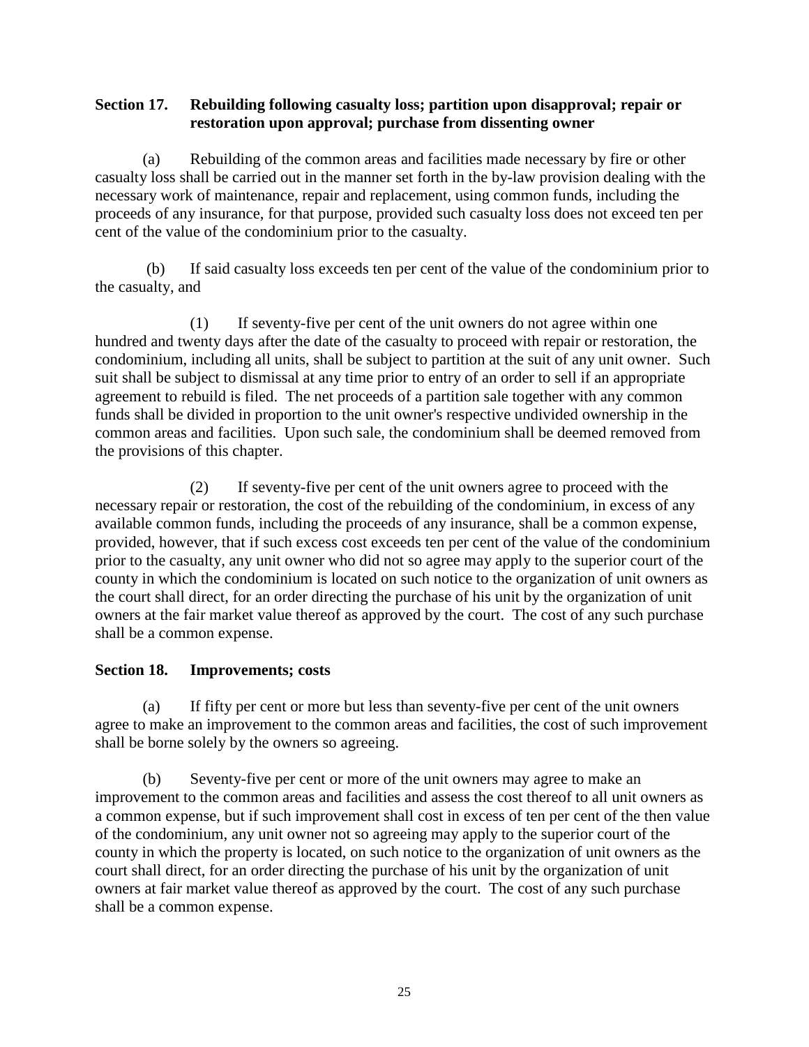**Section 17. Rebuilding following casualty loss; partition upon disapproval; repair or restoration upon approval; purchase from dissenting owner**

(a) Rebuilding of the common areas and facilities made necessary by fire or other casualty loss shall be carried out in the manner set forth in the by-law provision dealing with the necessary work of maintenance, repair and replacement, using common funds, including the proceeds of any insurance, for that purpose, provided such casualty loss does not exceed ten per cent of the value of the condominium prior to the casualty.

(b) If said casualty loss exceeds ten per cent of the value of the condominium prior to the casualty, and

(1) If seventy-five per cent of the unit owners do not agree within one hundred and twenty days after the date of the casualty to proceed with repair or restoration, the condominium, including all units, shall be subject to partition at the suit of any unit owner. Such suit shall be subject to dismissal at any time prior to entry of an order to sell if an appropriate agreement to rebuild is filed. The net proceeds of a partition sale together with any common funds shall be divided in proportion to the unit owner's respective undivided ownership in the common areas and facilities. Upon such sale, the condominium shall be deemed removed from the provisions of this chapter.

(2) If seventy-five per cent of the unit owners agree to proceed with the necessary repair or restoration, the cost of the rebuilding of the condominium, in excess of any available common funds, including the proceeds of any insurance, shall be a common expense, provided, however, that if such excess cost exceeds ten per cent of the value of the condominium prior to the casualty, any unit owner who did not so agree may apply to the superior court of the county in which the condominium is located on such notice to the organization of unit owners as the court shall direct, for an order directing the purchase of his unit by the organization of unit owners at the fair market value thereof as approved by the court. The cost of any such purchase shall be a common expense.

**Section 18. Improvements; costs**

(a) If fifty per cent or more but less than seventy-five per cent of the unit owners agree to make an improvement to the common areas and facilities, the cost of such improvement shall be borne solely by the owners so agreeing.

(b) Seventy-five per cent or more of the unit owners may agree to make an improvement to the common areas and facilities and assess the cost thereof to all unit owners as a common expense, but if such improvement shall cost in excess of ten per cent of the then value of the condominium, any unit owner not so agreeing may apply to the superior court of the county in which the property is located, on such notice to the organization of unit owners as the court shall direct, for an order directing the purchase of his unit by the organization of unit owners at fair market value thereof as approved by the court. The cost of any such purchase shall be a common expense.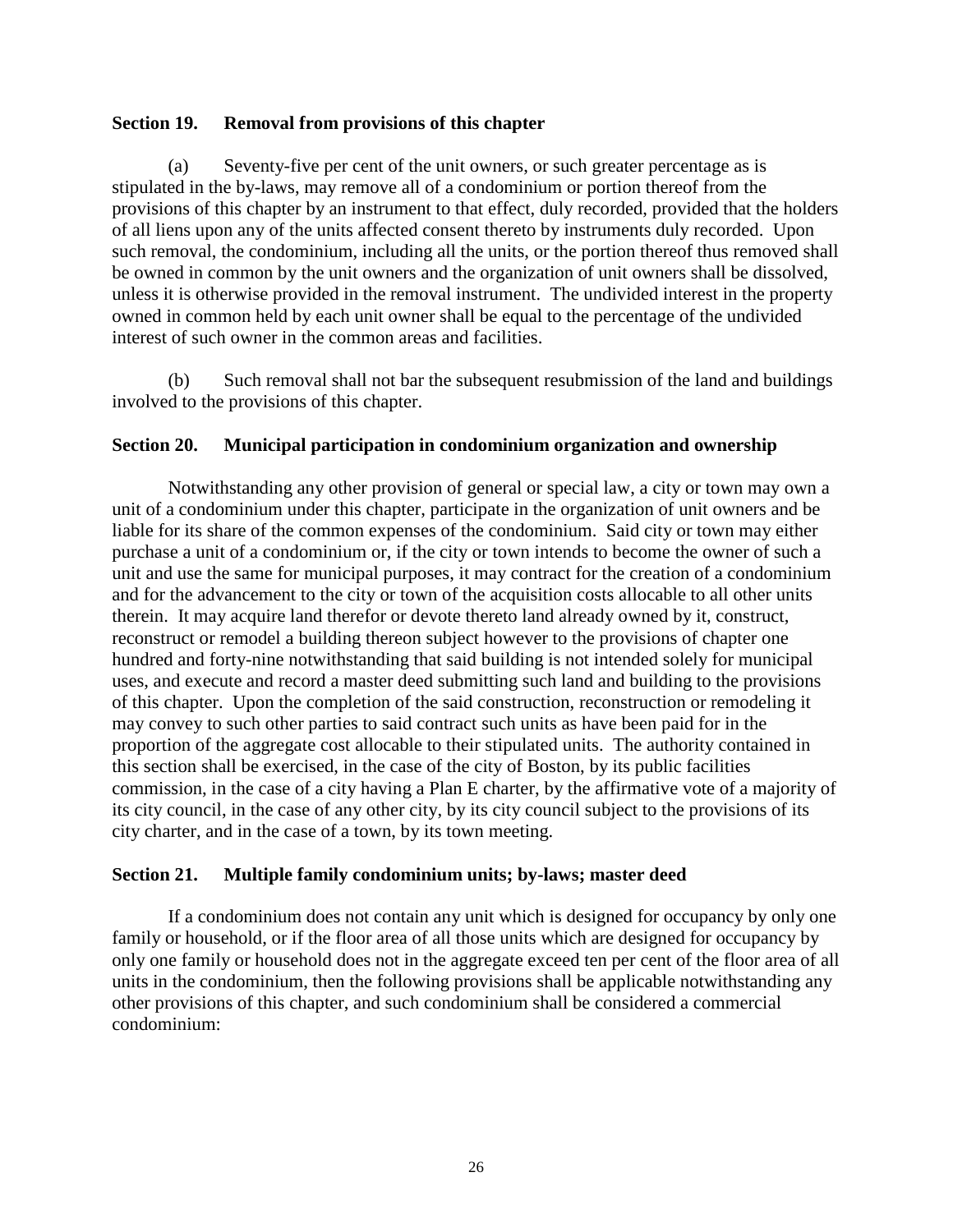### Section 19. Removal from provisions of this chapter

(a) Seventy-five per cent of the unit owners, or such greater percentage as is stipulated in the by-laws, may remove all of a condominium or portion thereof from the provisions of this chapter by an instrument to that effect, duly recorded, provided that the holders of all liens upon any of the units affected consent thereto by instruments duly recorded. Upon such removal, the condominium, including all the units, or the portion thereof thus removed shall be owned in common by the unit owners and the organization of unit owners shall be dissolved, unless it is otherwise provided in the removal instrument. The undivided interest in the property owned in common held by each unit owner shall be equal to the percentage of the undivided interest of such owner in the common areas and facilities.

(b) Such removal shall not bar the subsequent resubmission of the land and buildings involved to the provisions of this chapter.

### Section 20. Municipal participation in condominium organization and ownership

Notwithstanding any other provision of general or special law, a city or town may own a unit of a condominium under this chapter, participate in the organization of unit owners and be liable for its share of the common expenses of the condominium. Said city or town may either purchase a unit of a condominium or, if the city or town intends to become the owner of such a unit and use the same for municipal purposes, it may contract for the creation of a condominium and for the advancement to the city or town of the acquisition costs allocable to all other units therein. It may acquire land therefor or devote thereto land already owned by it, construct, reconstruct or remodel a building thereon subject however to the provisions of chapter one hundred and forty-nine notwithstanding that said building is not intended solely for municipal uses, and execute and record a master deed submitting such land and building to the provisions of this chapter. Upon the completion of the said construction, reconstruction or remodeling it may convey to such other parties to said contract such units as have been paid for in the proportion of the aggregate cost allocable to their stipulated units. The authority contained in this section shall be exercised, in the case of the city of Boston, by its public facilities commission, in the case of a city having a Plan E charter, by the affirmative vote of a majority of its city council, in the case of any other city, by its city council subject to the provisions of its city charter, and in the case of a town, by its town meeting.

### Section 21. Multiple family condominium units; by-laws; master deed

If a condominium does not contain any unit which is designed for occupancy by only one family or household, or if the floor area of all those units which are designed for occupancy by only one family or household does not in the aggregate exceed ten per cent of the floor area of all units in the condominium, then the following provisions shall be applicable notwithstanding any other provisions of this chapter, and such condominium shall be considered a commercial condominium: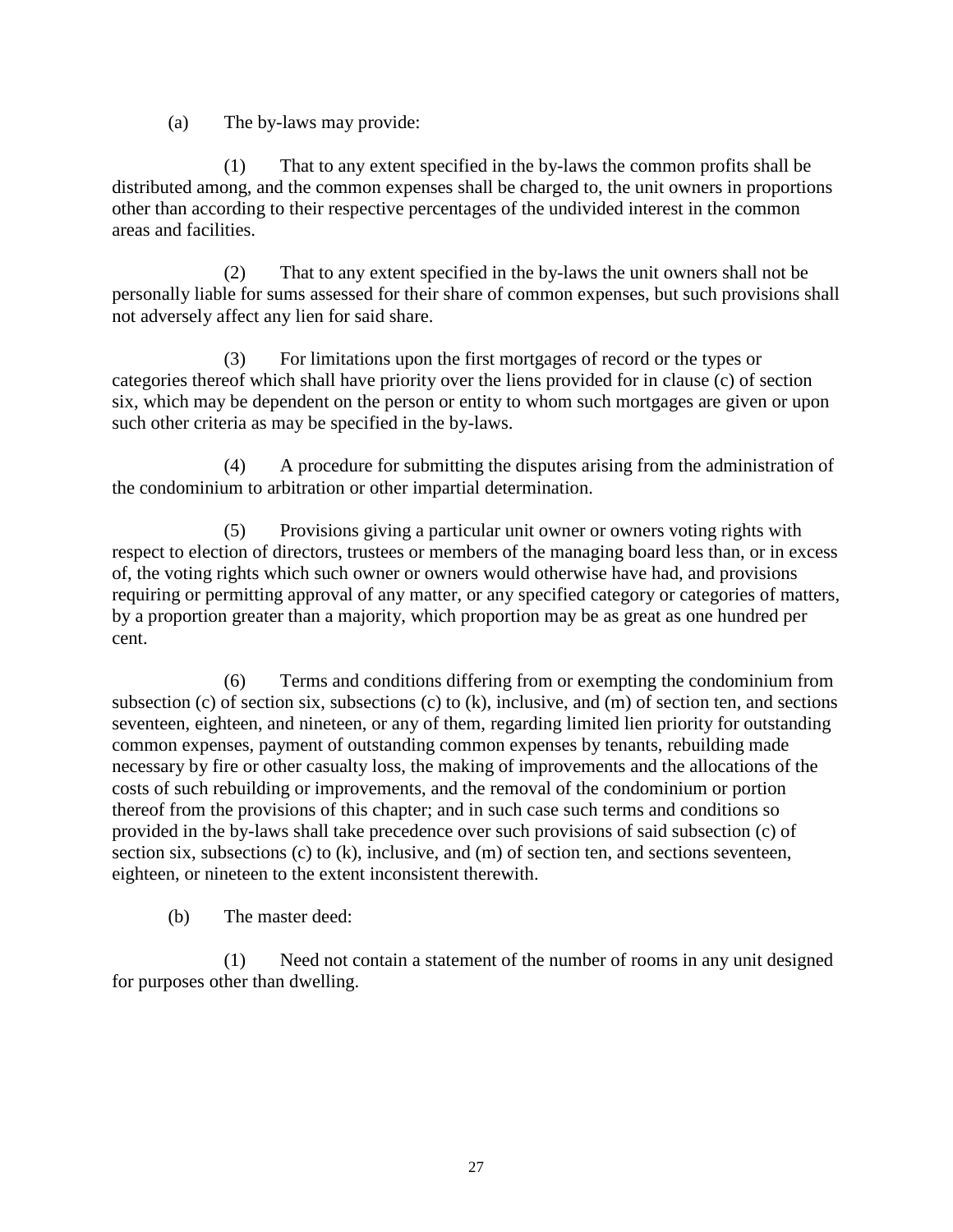(a) The by-laws may provide:

(1) That to any extent specified in the by-laws the common profits shall be distributed among, and the common expenses shall be charged to, the unit owners in proportions other than according to their respective percentages of the undivided interest in the common areas and facilities.

(2) That to any extent specified in the by-laws the unit owners shall not be personally liable for sums assessed for their share of common expenses, but such provisions shall not adversely affect any lien for said share.

(3) For limitations upon the first mortgages of record or the types or categories thereof which shall have priority over the liens provided for in clause (c) of section six, which may be dependent on the person or entity to whom such mortgages are given or upon such other criteria as may be specified in the by-laws.

(4) A procedure for submitting the disputes arising from the administration of the condominium to arbitration or other impartial determination.

(5) Provisions giving a particular unit owner or owners voting rights with respect to election of directors, trustees or members of the managing board less than, or in excess of, the voting rights which such owner or owners would otherwise have had, and provisions requiring or permitting approval of any matter, or any specified category or categories of matters, by a proportion greater than a majority, which proportion may be as great as one hundred per cent.

(6) Terms and conditions differing from or exempting the condominium from subsection (c) of section six, subsections (c) to (k), inclusive, and (m) of section ten, and sections seventeen, eighteen, and nineteen, or any of them, regarding limited lien priority for outstanding common expenses, payment of outstanding common expenses by tenants, rebuilding made necessary by fire or other casualty loss, the making of improvements and the allocations of the costs of such rebuilding or improvements, and the removal of the condominium or portion thereof from the provisions of this chapter; and in such case such terms and conditions so provided in the by-laws shall take precedence over such provisions of said subsection (c) of section six, subsections (c) to (k), inclusive, and (m) of section ten, and sections seventeen, eighteen, or nineteen to the extent inconsistent therewith.

(b) The master deed:

(1) Need not contain a statement of the number of rooms in any unit designed for purposes other than dwelling.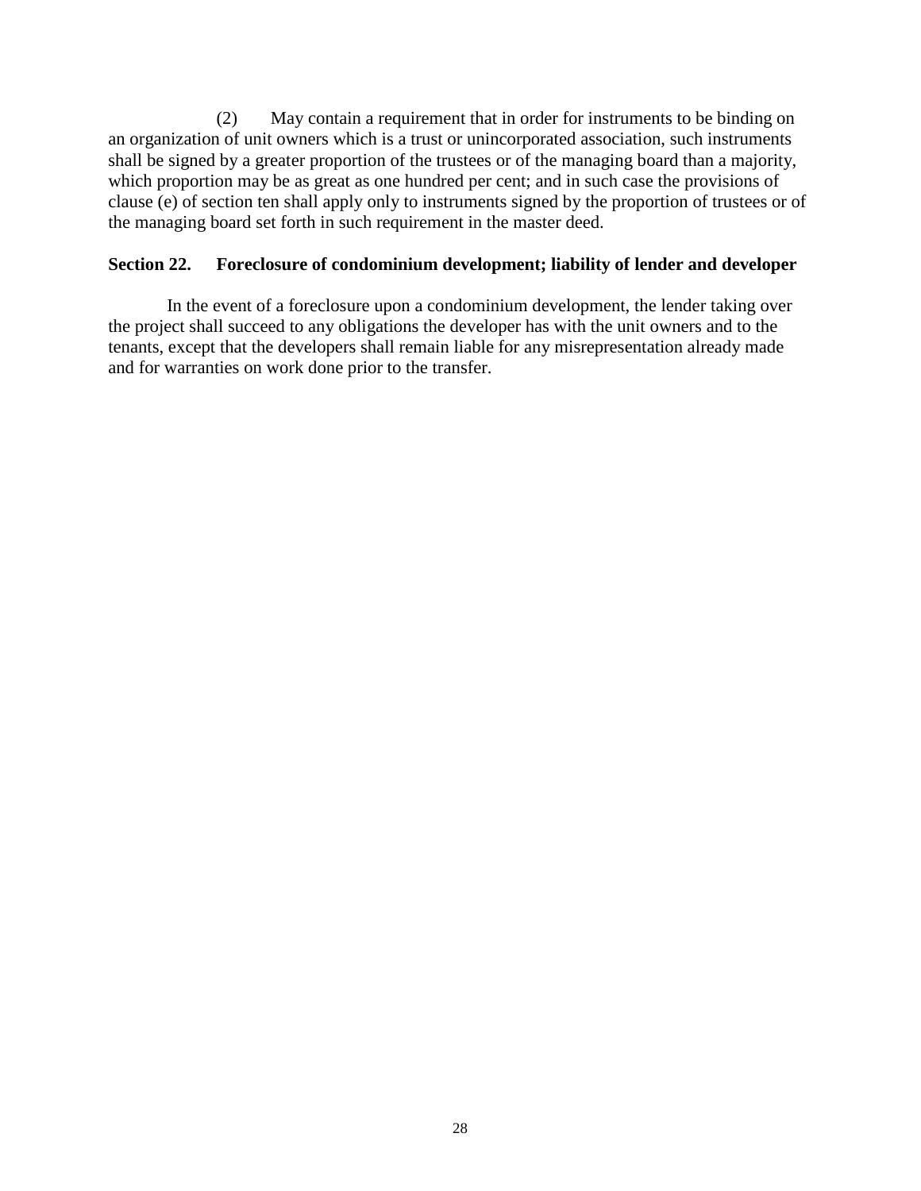(2) May contain a requirement that in order for instruments to be binding on an organization of unit owners which is a trust or unincorporated association, such instruments shall be signed by a greater proportion of the trustees or of the managing board than a majority, which proportion may be as great as one hundred per cent; and in such case the provisions of clause (e) of section ten shall apply only to instruments signed by the proportion of trustees or of the managing board set forth in such requirement in the master deed.

**Section 22. Foreclosure of condominium development; liability of lender and developer**

In the event of a foreclosure upon a condominium development, the lender taking over the project shall succeed to any obligations the developer has with the unit owners and to the tenants, except that the developers shall remain liable for any misrepresentation already made and for warranties on work done prior to the transfer.